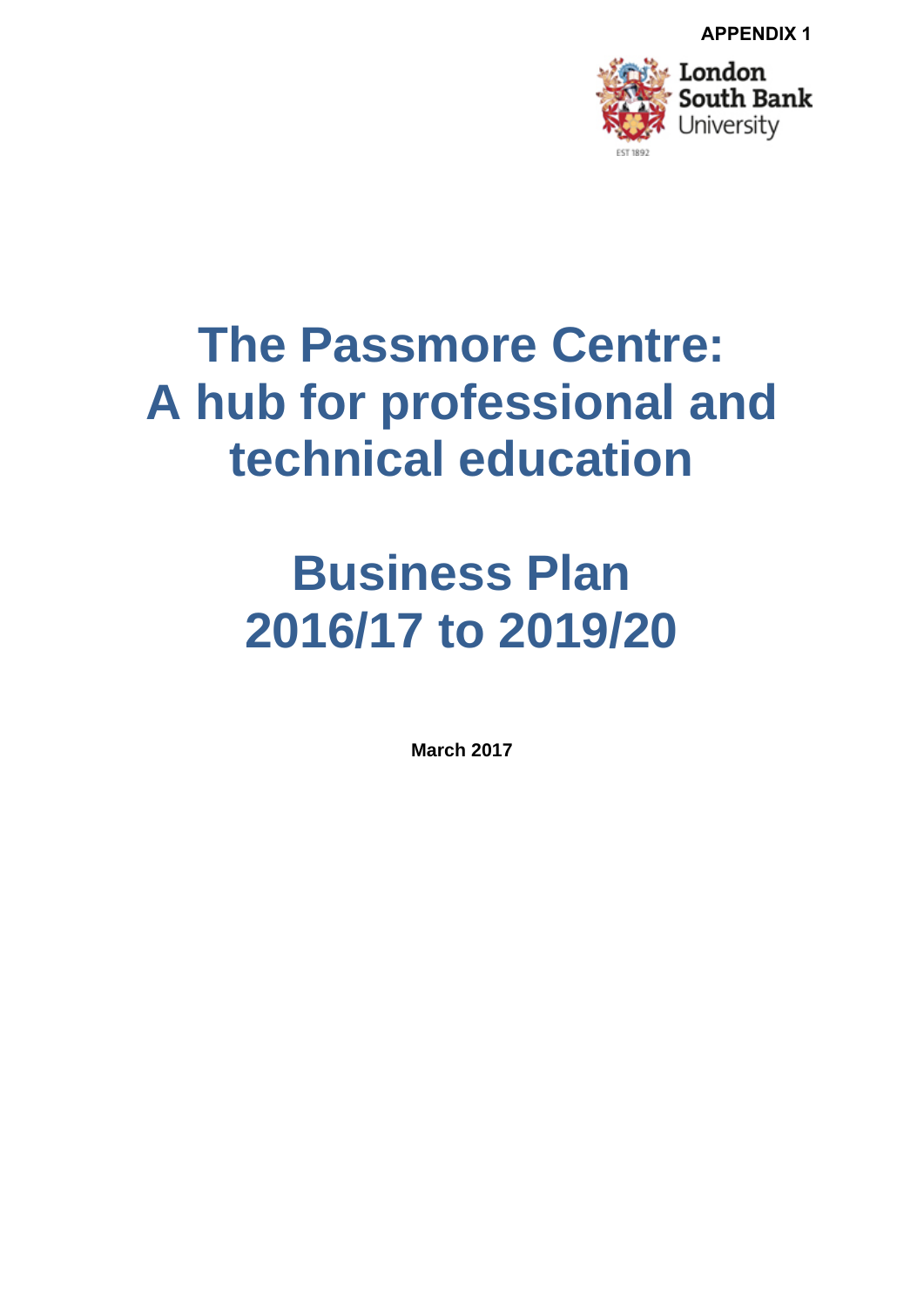**APPENDIX 1**

London South Bank University

EST 1892

# The Passmore Centre: A hub for professional and technical education

# Business Plan 2016/17 to 2019/20

**March 2017**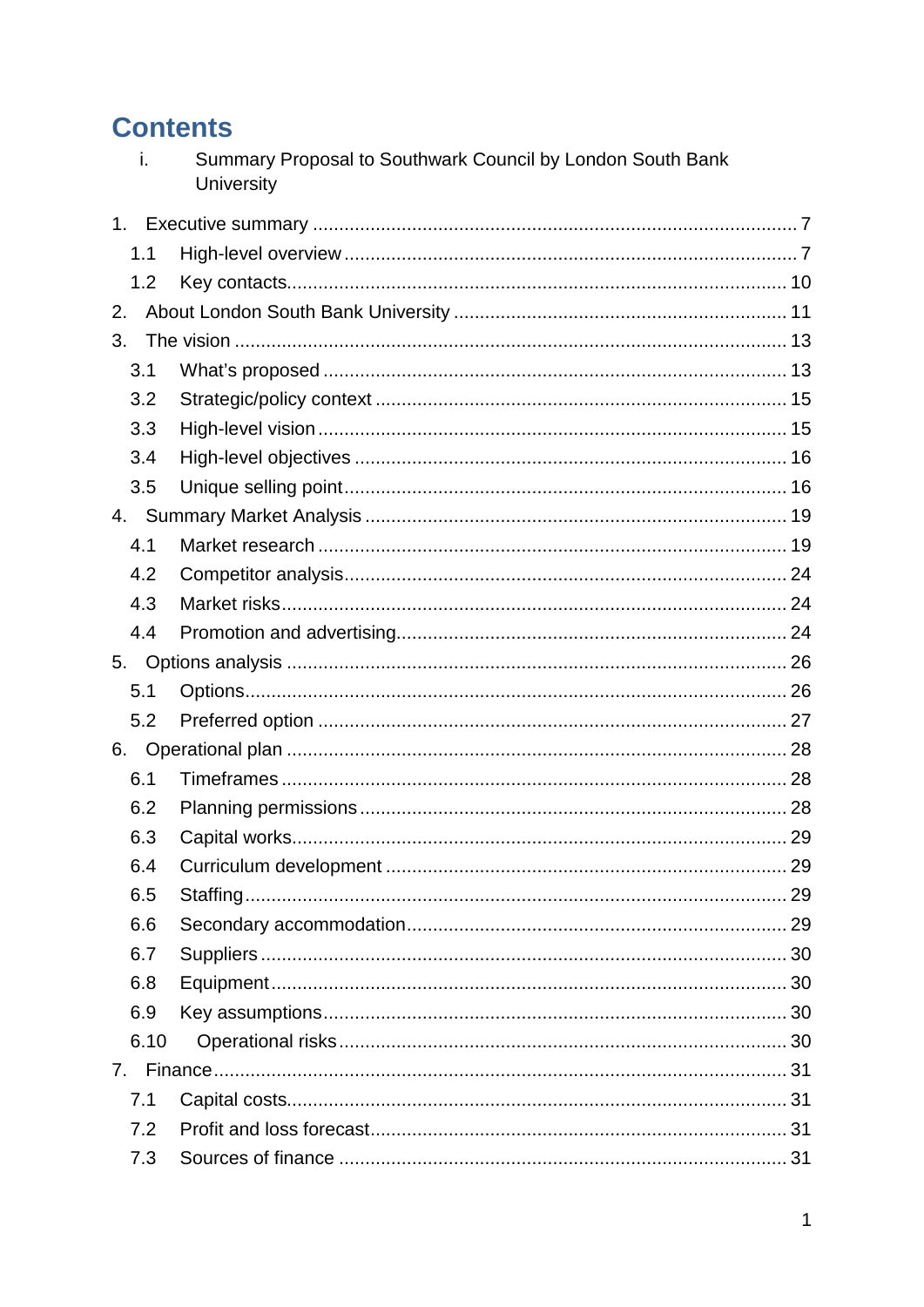# Contents

i. Summary Proposal to Southwark Council by London South Bank University

1. Executive summary ........................................................................................ 7
   - 1.1 High-level overview ................................................................................... 7
   - 1.2 Key contacts............................................................................................ 10
2. About London South Bank University ............................................................ 11
3. The vision ...................................................................................................... 13
   - 3.1 What's proposed ...................................................................................... 13
   - 3.2 Strategic/policy context ............................................................................ 15
   - 3.3 High-level vision ....................................................................................... 15
   - 3.4 High-level objectives ................................................................................ 16
   - 3.5 Unique selling point.................................................................................. 16
4. Summary Market Analysis ............................................................................. 19
   - 4.1 Market research ....................................................................................... 19
   - 4.2 Competitor analysis.................................................................................. 24
   - 4.3 Market risks.............................................................................................. 24
   - 4.4 Promotion and advertising........................................................................ 24
5. Options analysis ............................................................................................ 26
   - 5.1 Options..................................................................................................... 26
   - 5.2 Preferred option ....................................................................................... 27
6. Operational plan ............................................................................................ 28
   - 6.1 Timeframes .............................................................................................. 28
   - 6.2 Planning permissions ............................................................................... 28
   - 6.3 Capital works............................................................................................ 29
   - 6.4 Curriculum development .......................................................................... 29
   - 6.5 Staffing..................................................................................................... 29
   - 6.6 Secondary accommodation...................................................................... 29
   - 6.7 Suppliers .................................................................................................. 30
   - 6.8 Equipment................................................................................................ 30
   - 6.9 Key assumptions...................................................................................... 30
   - 6.10 Operational risks.................................................................................... 30
7. Finance.......................................................................................................... 31
   - 7.1 Capital costs............................................................................................. 31
   - 7.2 Profit and loss forecast............................................................................. 31
   - 7.3 Sources of finance ................................................................................... 31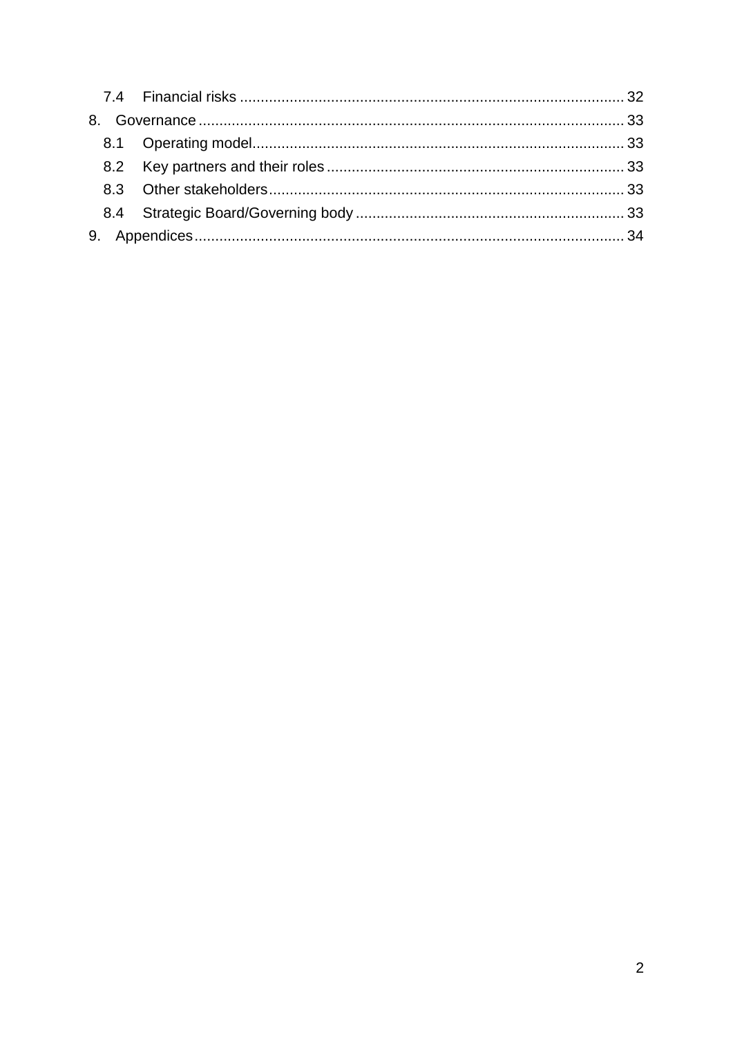7.4 Financial risks ............................................................................................ 32

8. Governance ...................................................................................................... 33

8.1 Operating model......................................................................................... 33

8.2 Key partners and their roles ........................................................................ 33

8.3 Other stakeholders...................................................................................... 33

8.4 Strategic Board/Governing body ................................................................. 33

9. Appendices....................................................................................................... 34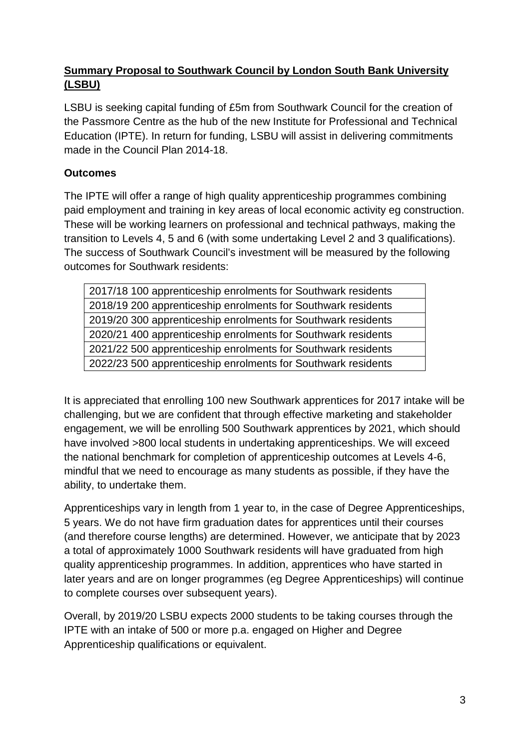## **Summary Proposal to Southwark Council by London South Bank University (LSBU)**

LSBU is seeking capital funding of £5m from Southwark Council for the creation of the Passmore Centre as the hub of the new Institute for Professional and Technical Education (IPTE). In return for funding, LSBU will assist in delivering commitments made in the Council Plan 2014-18.

**Outcomes**

The IPTE will offer a range of high quality apprenticeship programmes combining paid employment and training in key areas of local economic activity eg construction. These will be working learners on professional and technical pathways, making the transition to Levels 4, 5 and 6 (with some undertaking Level 2 and 3 qualifications). The success of Southwark Council's investment will be measured by the following outcomes for Southwark residents:

| |
|---|
| 2017/18 100 apprenticeship enrolments for Southwark residents |
| 2018/19 200 apprenticeship enrolments for Southwark residents |
| 2019/20 300 apprenticeship enrolments for Southwark residents |
| 2020/21 400 apprenticeship enrolments for Southwark residents |
| 2021/22 500 apprenticeship enrolments for Southwark residents |
| 2022/23 500 apprenticeship enrolments for Southwark residents |

It is appreciated that enrolling 100 new Southwark apprentices for 2017 intake will be challenging, but we are confident that through effective marketing and stakeholder engagement, we will be enrolling 500 Southwark apprentices by 2021, which should have involved >800 local students in undertaking apprenticeships. We will exceed the national benchmark for completion of apprenticeship outcomes at Levels 4-6, mindful that we need to encourage as many students as possible, if they have the ability, to undertake them.

Apprenticeships vary in length from 1 year to, in the case of Degree Apprenticeships, 5 years. We do not have firm graduation dates for apprentices until their courses (and therefore course lengths) are determined. However, we anticipate that by 2023 a total of approximately 1000 Southwark residents will have graduated from high quality apprenticeship programmes. In addition, apprentices who have started in later years and are on longer programmes (eg Degree Apprenticeships) will continue to complete courses over subsequent years).

Overall, by 2019/20 LSBU expects 2000 students to be taking courses through the IPTE with an intake of 500 or more p.a. engaged on Higher and Degree Apprenticeship qualifications or equivalent.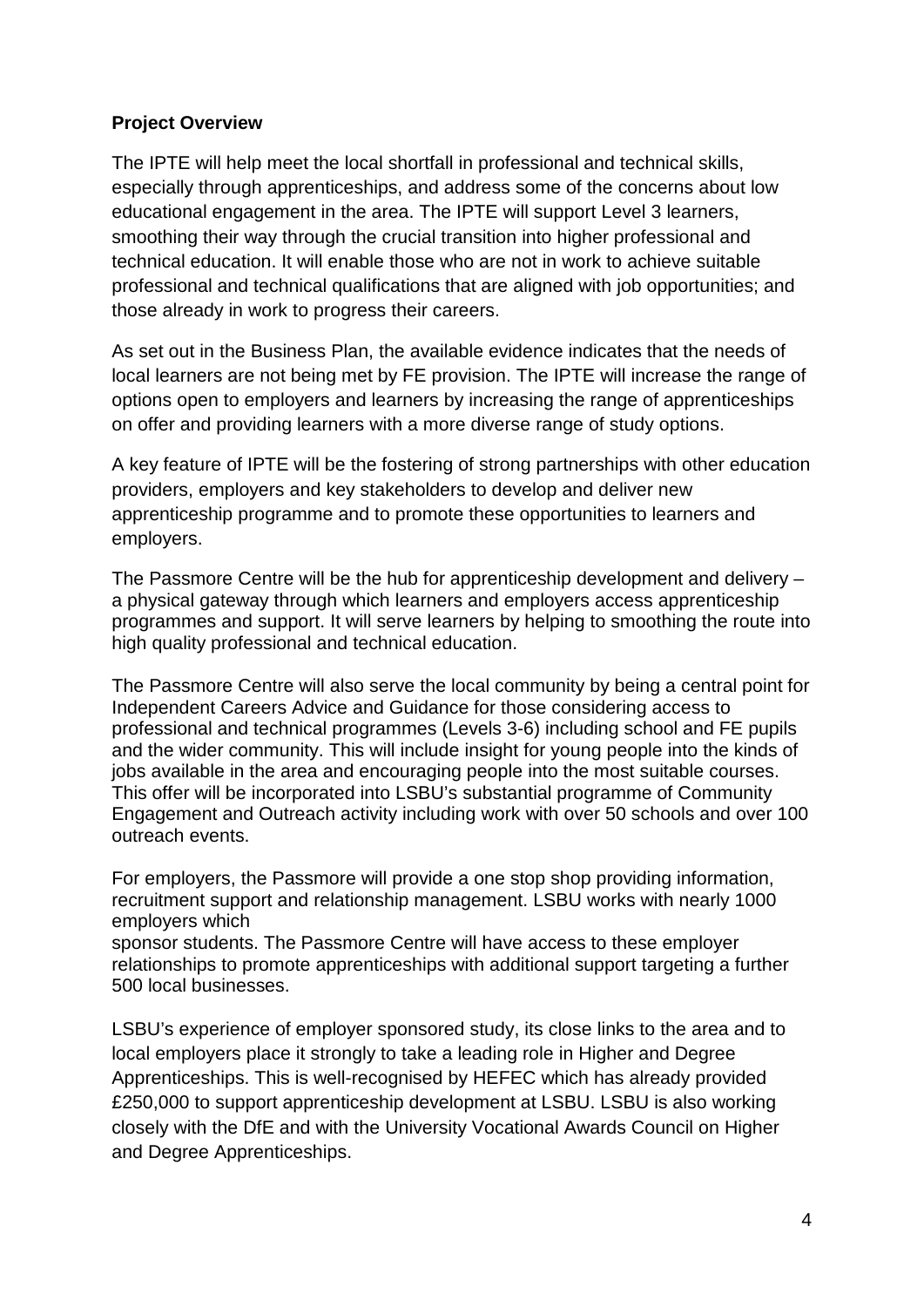**Project Overview**

The IPTE will help meet the local shortfall in professional and technical skills, especially through apprenticeships, and address some of the concerns about low educational engagement in the area. The IPTE will support Level 3 learners, smoothing their way through the crucial transition into higher professional and technical education. It will enable those who are not in work to achieve suitable professional and technical qualifications that are aligned with job opportunities; and those already in work to progress their careers.

As set out in the Business Plan, the available evidence indicates that the needs of local learners are not being met by FE provision. The IPTE will increase the range of options open to employers and learners by increasing the range of apprenticeships on offer and providing learners with a more diverse range of study options.

A key feature of IPTE will be the fostering of strong partnerships with other education providers, employers and key stakeholders to develop and deliver new apprenticeship programme and to promote these opportunities to learners and employers.

The Passmore Centre will be the hub for apprenticeship development and delivery – a physical gateway through which learners and employers access apprenticeship programmes and support. It will serve learners by helping to smoothing the route into high quality professional and technical education.

The Passmore Centre will also serve the local community by being a central point for Independent Careers Advice and Guidance for those considering access to professional and technical programmes (Levels 3-6) including school and FE pupils and the wider community. This will include insight for young people into the kinds of jobs available in the area and encouraging people into the most suitable courses. This offer will be incorporated into LSBU's substantial programme of Community Engagement and Outreach activity including work with over 50 schools and over 100 outreach events.

For employers, the Passmore will provide a one stop shop providing information, recruitment support and relationship management. LSBU works with nearly 1000 employers which sponsor students. The Passmore Centre will have access to these employer relationships to promote apprenticeships with additional support targeting a further 500 local businesses.

LSBU's experience of employer sponsored study, its close links to the area and to local employers place it strongly to take a leading role in Higher and Degree Apprenticeships. This is well-recognised by HEFEC which has already provided £250,000 to support apprenticeship development at LSBU. LSBU is also working closely with the DfE and with the University Vocational Awards Council on Higher and Degree Apprenticeships.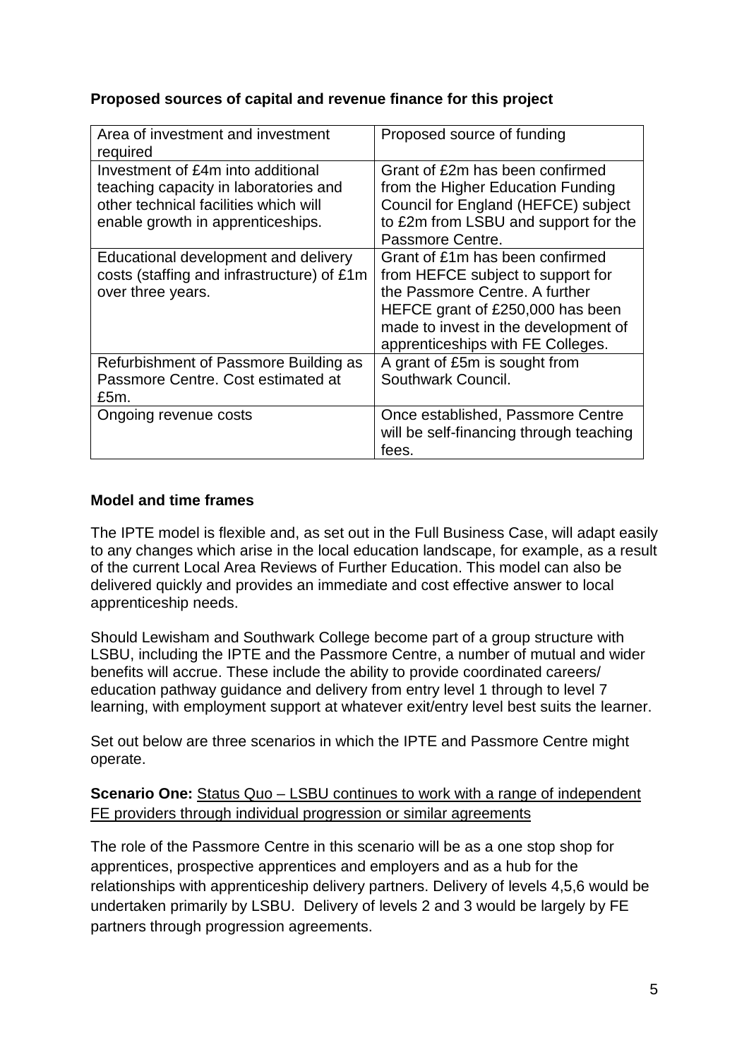**Proposed sources of capital and revenue finance for this project**

| Area of investment and investment required | Proposed source of funding |
| --- | --- |
| Investment of £4m into additional teaching capacity in laboratories and other technical facilities which will enable growth in apprenticeships. | Grant of £2m has been confirmed from the Higher Education Funding Council for England (HEFCE) subject to £2m from LSBU and support for the Passmore Centre. |
| Educational development and delivery costs (staffing and infrastructure) of £1m over three years. | Grant of £1m has been confirmed from HEFCE subject to support for the Passmore Centre. A further HEFCE grant of £250,000 has been made to invest in the development of apprenticeships with FE Colleges. |
| Refurbishment of Passmore Building as Passmore Centre. Cost estimated at £5m. | A grant of £5m is sought from Southwark Council. |
| Ongoing revenue costs | Once established, Passmore Centre will be self-financing through teaching fees. |

**Model and time frames**

The IPTE model is flexible and, as set out in the Full Business Case, will adapt easily to any changes which arise in the local education landscape, for example, as a result of the current Local Area Reviews of Further Education. This model can also be delivered quickly and provides an immediate and cost effective answer to local apprenticeship needs.

Should Lewisham and Southwark College become part of a group structure with LSBU, including the IPTE and the Passmore Centre, a number of mutual and wider benefits will accrue. These include the ability to provide coordinated careers/ education pathway guidance and delivery from entry level 1 through to level 7 learning, with employment support at whatever exit/entry level best suits the learner.

Set out below are three scenarios in which the IPTE and Passmore Centre might operate.

**Scenario One:** Status Quo – LSBU continues to work with a range of independent FE providers through individual progression or similar agreements

The role of the Passmore Centre in this scenario will be as a one stop shop for apprentices, prospective apprentices and employers and as a hub for the relationships with apprenticeship delivery partners. Delivery of levels 4,5,6 would be undertaken primarily by LSBU. Delivery of levels 2 and 3 would be largely by FE partners through progression agreements.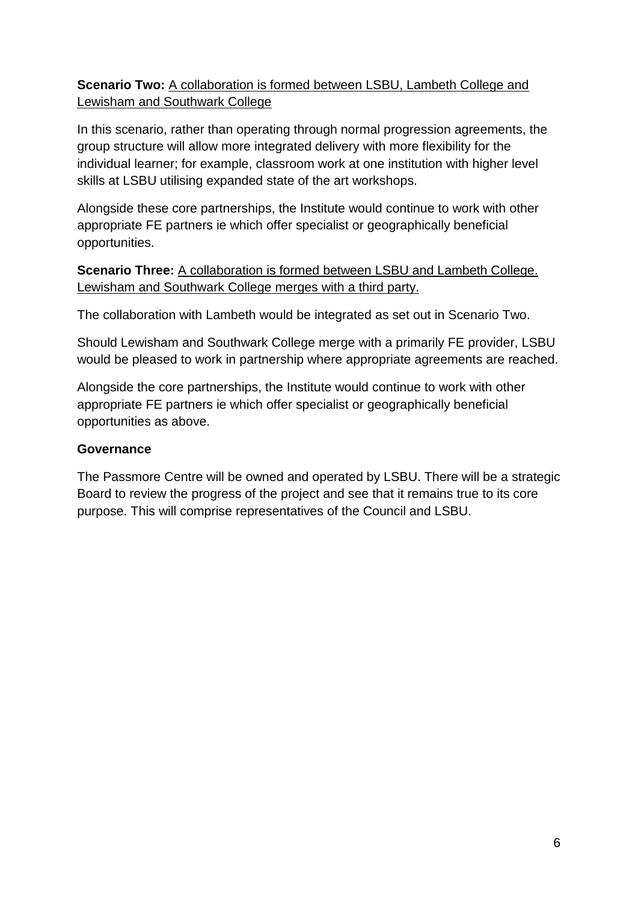**Scenario Two:** A collaboration is formed between LSBU, Lambeth College and Lewisham and Southwark College

In this scenario, rather than operating through normal progression agreements, the group structure will allow more integrated delivery with more flexibility for the individual learner; for example, classroom work at one institution with higher level skills at LSBU utilising expanded state of the art workshops.

Alongside these core partnerships, the Institute would continue to work with other appropriate FE partners ie which offer specialist or geographically beneficial opportunities.

**Scenario Three:** A collaboration is formed between LSBU and Lambeth College. Lewisham and Southwark College merges with a third party.

The collaboration with Lambeth would be integrated as set out in Scenario Two.

Should Lewisham and Southwark College merge with a primarily FE provider, LSBU would be pleased to work in partnership where appropriate agreements are reached.

Alongside the core partnerships, the Institute would continue to work with other appropriate FE partners ie which offer specialist or geographically beneficial opportunities as above.

**Governance**

The Passmore Centre will be owned and operated by LSBU. There will be a strategic Board to review the progress of the project and see that it remains true to its core purpose. This will comprise representatives of the Council and LSBU.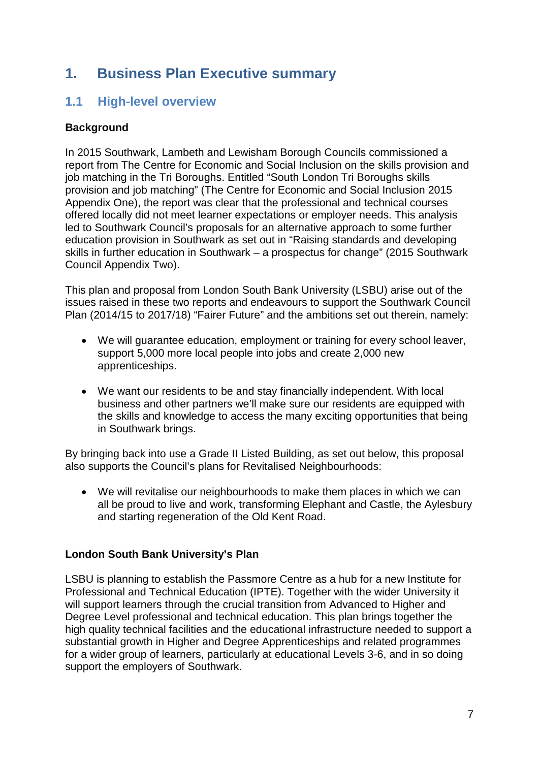# 1. Business Plan Executive summary

## 1.1 High-level overview

**Background**

In 2015 Southwark, Lambeth and Lewisham Borough Councils commissioned a report from The Centre for Economic and Social Inclusion on the skills provision and job matching in the Tri Boroughs. Entitled "South London Tri Boroughs skills provision and job matching" (The Centre for Economic and Social Inclusion 2015 Appendix One), the report was clear that the professional and technical courses offered locally did not meet learner expectations or employer needs. This analysis led to Southwark Council's proposals for an alternative approach to some further education provision in Southwark as set out in "Raising standards and developing skills in further education in Southwark – a prospectus for change" (2015 Southwark Council Appendix Two).

This plan and proposal from London South Bank University (LSBU) arise out of the issues raised in these two reports and endeavours to support the Southwark Council Plan (2014/15 to 2017/18) "Fairer Future" and the ambitions set out therein, namely:

- We will guarantee education, employment or training for every school leaver, support 5,000 more local people into jobs and create 2,000 new apprenticeships.
- We want our residents to be and stay financially independent. With local business and other partners we'll make sure our residents are equipped with the skills and knowledge to access the many exciting opportunities that being in Southwark brings.

By bringing back into use a Grade II Listed Building, as set out below, this proposal also supports the Council's plans for Revitalised Neighbourhoods:

- We will revitalise our neighbourhoods to make them places in which we can all be proud to live and work, transforming Elephant and Castle, the Aylesbury and starting regeneration of the Old Kent Road.

**London South Bank University's Plan**

LSBU is planning to establish the Passmore Centre as a hub for a new Institute for Professional and Technical Education (IPTE). Together with the wider University it will support learners through the crucial transition from Advanced to Higher and Degree Level professional and technical education. This plan brings together the high quality technical facilities and the educational infrastructure needed to support a substantial growth in Higher and Degree Apprenticeships and related programmes for a wider group of learners, particularly at educational Levels 3-6, and in so doing support the employers of Southwark.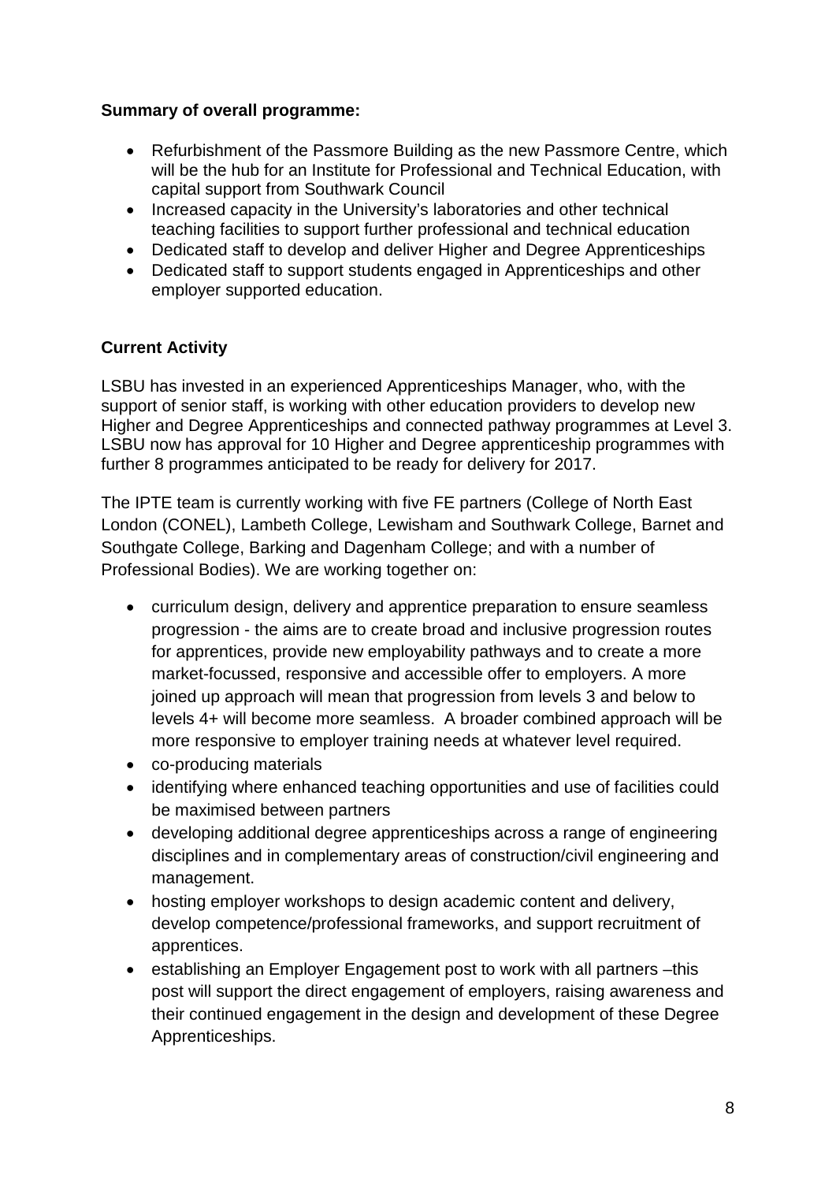**Summary of overall programme:**

- Refurbishment of the Passmore Building as the new Passmore Centre, which will be the hub for an Institute for Professional and Technical Education, with capital support from Southwark Council
- Increased capacity in the University's laboratories and other technical teaching facilities to support further professional and technical education
- Dedicated staff to develop and deliver Higher and Degree Apprenticeships
- Dedicated staff to support students engaged in Apprenticeships and other employer supported education.

**Current Activity**

LSBU has invested in an experienced Apprenticeships Manager, who, with the support of senior staff, is working with other education providers to develop new Higher and Degree Apprenticeships and connected pathway programmes at Level 3. LSBU now has approval for 10 Higher and Degree apprenticeship programmes with further 8 programmes anticipated to be ready for delivery for 2017.

The IPTE team is currently working with five FE partners (College of North East London (CONEL), Lambeth College, Lewisham and Southwark College, Barnet and Southgate College, Barking and Dagenham College; and with a number of Professional Bodies). We are working together on:

- curriculum design, delivery and apprentice preparation to ensure seamless progression - the aims are to create broad and inclusive progression routes for apprentices, provide new employability pathways and to create a more market-focussed, responsive and accessible offer to employers. A more joined up approach will mean that progression from levels 3 and below to levels 4+ will become more seamless. A broader combined approach will be more responsive to employer training needs at whatever level required.
- co-producing materials
- identifying where enhanced teaching opportunities and use of facilities could be maximised between partners
- developing additional degree apprenticeships across a range of engineering disciplines and in complementary areas of construction/civil engineering and management.
- hosting employer workshops to design academic content and delivery, develop competence/professional frameworks, and support recruitment of apprentices.
- establishing an Employer Engagement post to work with all partners –this post will support the direct engagement of employers, raising awareness and their continued engagement in the design and development of these Degree Apprenticeships.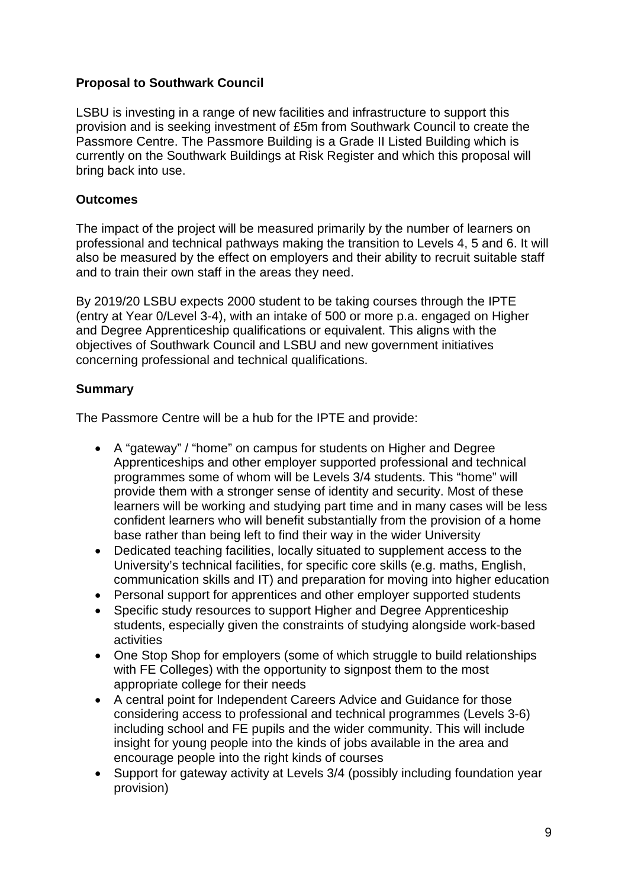**Proposal to Southwark Council**

LSBU is investing in a range of new facilities and infrastructure to support this provision and is seeking investment of £5m from Southwark Council to create the Passmore Centre. The Passmore Building is a Grade II Listed Building which is currently on the Southwark Buildings at Risk Register and which this proposal will bring back into use.

**Outcomes**

The impact of the project will be measured primarily by the number of learners on professional and technical pathways making the transition to Levels 4, 5 and 6. It will also be measured by the effect on employers and their ability to recruit suitable staff and to train their own staff in the areas they need.

By 2019/20 LSBU expects 2000 student to be taking courses through the IPTE (entry at Year 0/Level 3-4), with an intake of 500 or more p.a. engaged on Higher and Degree Apprenticeship qualifications or equivalent. This aligns with the objectives of Southwark Council and LSBU and new government initiatives concerning professional and technical qualifications.

**Summary**

The Passmore Centre will be a hub for the IPTE and provide:

- A "gateway" / "home" on campus for students on Higher and Degree Apprenticeships and other employer supported professional and technical programmes some of whom will be Levels 3/4 students. This "home" will provide them with a stronger sense of identity and security. Most of these learners will be working and studying part time and in many cases will be less confident learners who will benefit substantially from the provision of a home base rather than being left to find their way in the wider University
- Dedicated teaching facilities, locally situated to supplement access to the University's technical facilities, for specific core skills (e.g. maths, English, communication skills and IT) and preparation for moving into higher education
- Personal support for apprentices and other employer supported students
- Specific study resources to support Higher and Degree Apprenticeship students, especially given the constraints of studying alongside work-based activities
- One Stop Shop for employers (some of which struggle to build relationships with FE Colleges) with the opportunity to signpost them to the most appropriate college for their needs
- A central point for Independent Careers Advice and Guidance for those considering access to professional and technical programmes (Levels 3-6) including school and FE pupils and the wider community. This will include insight for young people into the kinds of jobs available in the area and encourage people into the right kinds of courses
- Support for gateway activity at Levels 3/4 (possibly including foundation year provision)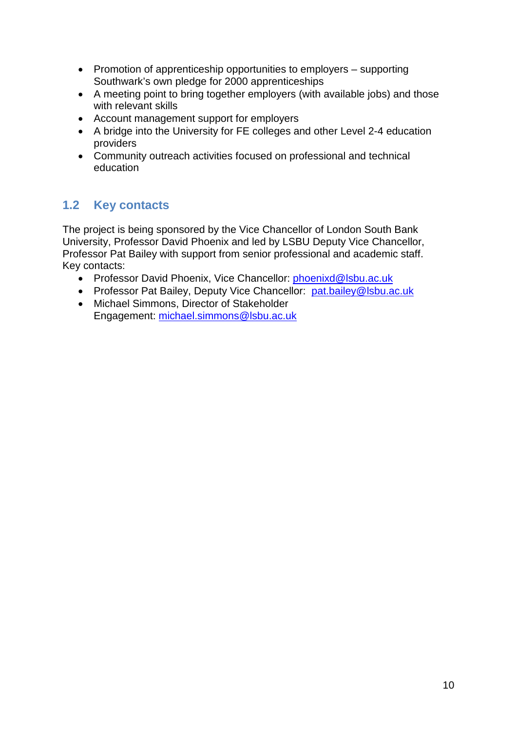- Promotion of apprenticeship opportunities to employers – supporting Southwark's own pledge for 2000 apprenticeships
- A meeting point to bring together employers (with available jobs) and those with relevant skills
- Account management support for employers
- A bridge into the University for FE colleges and other Level 2-4 education providers
- Community outreach activities focused on professional and technical education

## 1.2 Key contacts

The project is being sponsored by the Vice Chancellor of London South Bank University, Professor David Phoenix and led by LSBU Deputy Vice Chancellor, Professor Pat Bailey with support from senior professional and academic staff. Key contacts:

- Professor David Phoenix, Vice Chancellor: phoenixd@lsbu.ac.uk
- Professor Pat Bailey, Deputy Vice Chancellor: pat.bailey@lsbu.ac.uk
- Michael Simmons, Director of Stakeholder Engagement: michael.simmons@lsbu.ac.uk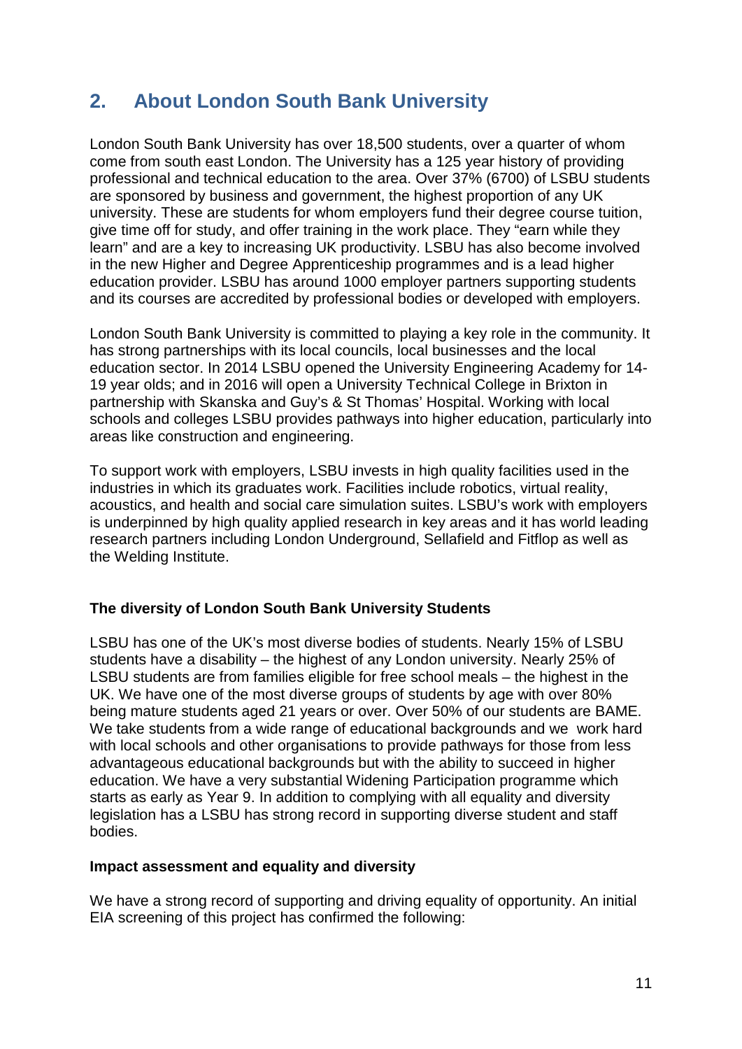## 2. About London South Bank University

London South Bank University has over 18,500 students, over a quarter of whom come from south east London. The University has a 125 year history of providing professional and technical education to the area. Over 37% (6700) of LSBU students are sponsored by business and government, the highest proportion of any UK university. These are students for whom employers fund their degree course tuition, give time off for study, and offer training in the work place. They "earn while they learn" and are a key to increasing UK productivity. LSBU has also become involved in the new Higher and Degree Apprenticeship programmes and is a lead higher education provider. LSBU has around 1000 employer partners supporting students and its courses are accredited by professional bodies or developed with employers.

London South Bank University is committed to playing a key role in the community. It has strong partnerships with its local councils, local businesses and the local education sector. In 2014 LSBU opened the University Engineering Academy for 14-19 year olds; and in 2016 will open a University Technical College in Brixton in partnership with Skanska and Guy's & St Thomas' Hospital. Working with local schools and colleges LSBU provides pathways into higher education, particularly into areas like construction and engineering.

To support work with employers, LSBU invests in high quality facilities used in the industries in which its graduates work. Facilities include robotics, virtual reality, acoustics, and health and social care simulation suites. LSBU's work with employers is underpinned by high quality applied research in key areas and it has world leading research partners including London Underground, Sellafield and Fitflop as well as the Welding Institute.

**The diversity of London South Bank University Students**

LSBU has one of the UK's most diverse bodies of students. Nearly 15% of LSBU students have a disability – the highest of any London university. Nearly 25% of LSBU students are from families eligible for free school meals – the highest in the UK. We have one of the most diverse groups of students by age with over 80% being mature students aged 21 years or over. Over 50% of our students are BAME. We take students from a wide range of educational backgrounds and we work hard with local schools and other organisations to provide pathways for those from less advantageous educational backgrounds but with the ability to succeed in higher education. We have a very substantial Widening Participation programme which starts as early as Year 9. In addition to complying with all equality and diversity legislation has a LSBU has strong record in supporting diverse student and staff bodies.

**Impact assessment and equality and diversity**

We have a strong record of supporting and driving equality of opportunity. An initial EIA screening of this project has confirmed the following: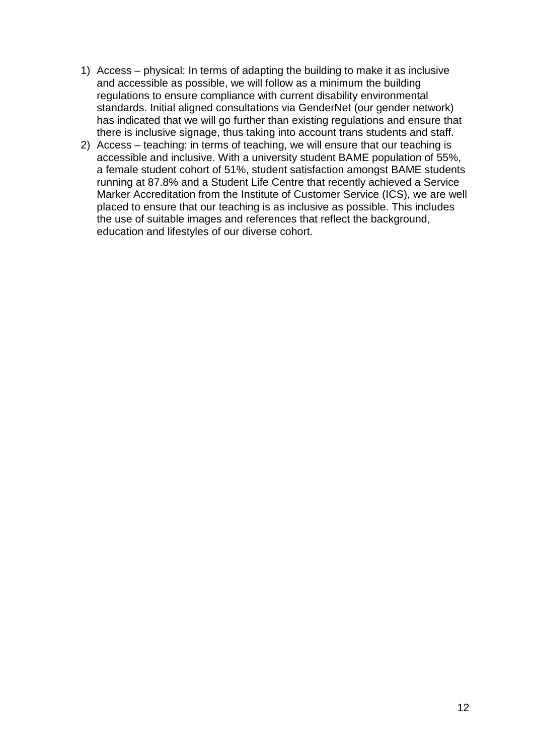1) Access – physical: In terms of adapting the building to make it as inclusive and accessible as possible, we will follow as a minimum the building regulations to ensure compliance with current disability environmental standards. Initial aligned consultations via GenderNet (our gender network) has indicated that we will go further than existing regulations and ensure that there is inclusive signage, thus taking into account trans students and staff.
2) Access – teaching: in terms of teaching, we will ensure that our teaching is accessible and inclusive. With a university student BAME population of 55%, a female student cohort of 51%, student satisfaction amongst BAME students running at 87.8% and a Student Life Centre that recently achieved a Service Marker Accreditation from the Institute of Customer Service (ICS), we are well placed to ensure that our teaching is as inclusive as possible. This includes the use of suitable images and references that reflect the background, education and lifestyles of our diverse cohort.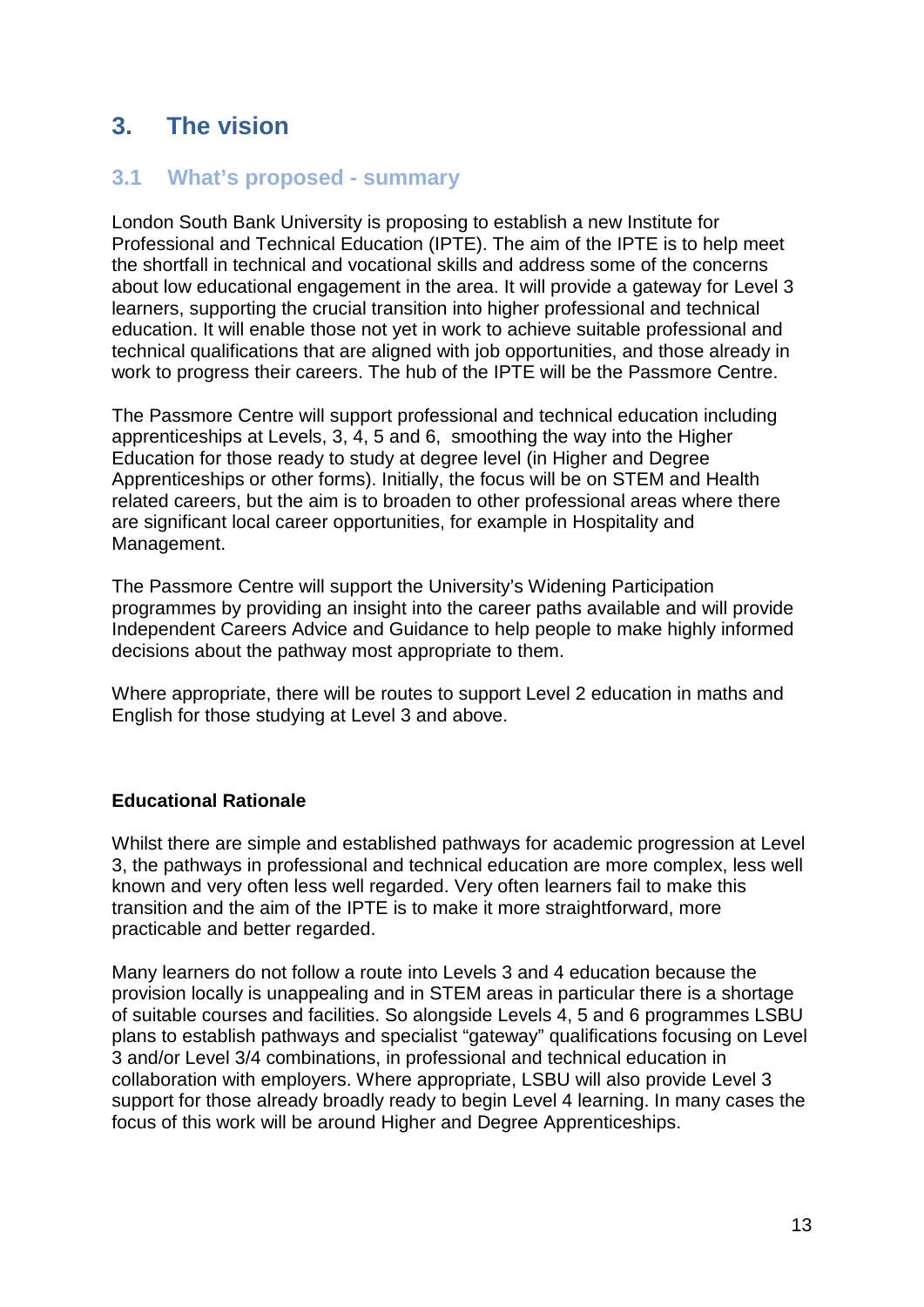## 3. The vision

### 3.1 What's proposed - summary

London South Bank University is proposing to establish a new Institute for Professional and Technical Education (IPTE). The aim of the IPTE is to help meet the shortfall in technical and vocational skills and address some of the concerns about low educational engagement in the area. It will provide a gateway for Level 3 learners, supporting the crucial transition into higher professional and technical education. It will enable those not yet in work to achieve suitable professional and technical qualifications that are aligned with job opportunities, and those already in work to progress their careers. The hub of the IPTE will be the Passmore Centre.

The Passmore Centre will support professional and technical education including apprenticeships at Levels, 3, 4, 5 and 6, smoothing the way into the Higher Education for those ready to study at degree level (in Higher and Degree Apprenticeships or other forms). Initially, the focus will be on STEM and Health related careers, but the aim is to broaden to other professional areas where there are significant local career opportunities, for example in Hospitality and Management.

The Passmore Centre will support the University's Widening Participation programmes by providing an insight into the career paths available and will provide Independent Careers Advice and Guidance to help people to make highly informed decisions about the pathway most appropriate to them.

Where appropriate, there will be routes to support Level 2 education in maths and English for those studying at Level 3 and above.

**Educational Rationale**

Whilst there are simple and established pathways for academic progression at Level 3, the pathways in professional and technical education are more complex, less well known and very often less well regarded. Very often learners fail to make this transition and the aim of the IPTE is to make it more straightforward, more practicable and better regarded.

Many learners do not follow a route into Levels 3 and 4 education because the provision locally is unappealing and in STEM areas in particular there is a shortage of suitable courses and facilities. So alongside Levels 4, 5 and 6 programmes LSBU plans to establish pathways and specialist "gateway" qualifications focusing on Level 3 and/or Level 3/4 combinations, in professional and technical education in collaboration with employers. Where appropriate, LSBU will also provide Level 3 support for those already broadly ready to begin Level 4 learning. In many cases the focus of this work will be around Higher and Degree Apprenticeships.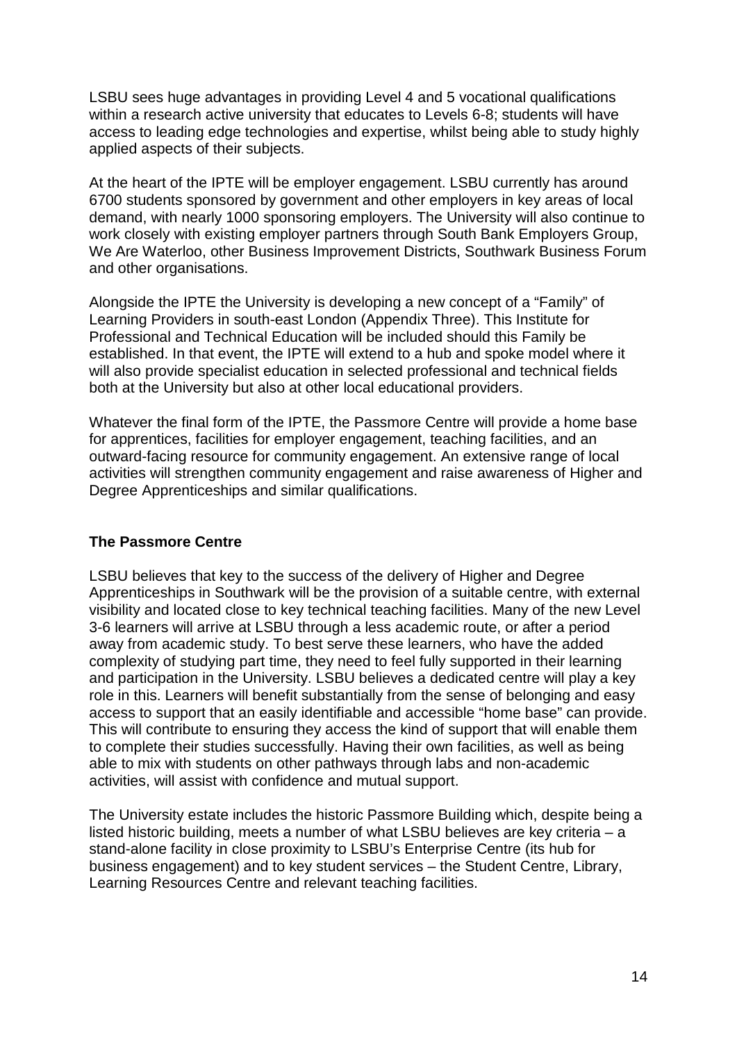LSBU sees huge advantages in providing Level 4 and 5 vocational qualifications within a research active university that educates to Levels 6-8; students will have access to leading edge technologies and expertise, whilst being able to study highly applied aspects of their subjects.

At the heart of the IPTE will be employer engagement. LSBU currently has around 6700 students sponsored by government and other employers in key areas of local demand, with nearly 1000 sponsoring employers. The University will also continue to work closely with existing employer partners through South Bank Employers Group, We Are Waterloo, other Business Improvement Districts, Southwark Business Forum and other organisations.

Alongside the IPTE the University is developing a new concept of a "Family" of Learning Providers in south-east London (Appendix Three). This Institute for Professional and Technical Education will be included should this Family be established. In that event, the IPTE will extend to a hub and spoke model where it will also provide specialist education in selected professional and technical fields both at the University but also at other local educational providers.

Whatever the final form of the IPTE, the Passmore Centre will provide a home base for apprentices, facilities for employer engagement, teaching facilities, and an outward-facing resource for community engagement. An extensive range of local activities will strengthen community engagement and raise awareness of Higher and Degree Apprenticeships and similar qualifications.

**The Passmore Centre**

LSBU believes that key to the success of the delivery of Higher and Degree Apprenticeships in Southwark will be the provision of a suitable centre, with external visibility and located close to key technical teaching facilities. Many of the new Level 3-6 learners will arrive at LSBU through a less academic route, or after a period away from academic study. To best serve these learners, who have the added complexity of studying part time, they need to feel fully supported in their learning and participation in the University. LSBU believes a dedicated centre will play a key role in this. Learners will benefit substantially from the sense of belonging and easy access to support that an easily identifiable and accessible "home base" can provide. This will contribute to ensuring they access the kind of support that will enable them to complete their studies successfully. Having their own facilities, as well as being able to mix with students on other pathways through labs and non-academic activities, will assist with confidence and mutual support.

The University estate includes the historic Passmore Building which, despite being a listed historic building, meets a number of what LSBU believes are key criteria – a stand-alone facility in close proximity to LSBU's Enterprise Centre (its hub for business engagement) and to key student services – the Student Centre, Library, Learning Resources Centre and relevant teaching facilities.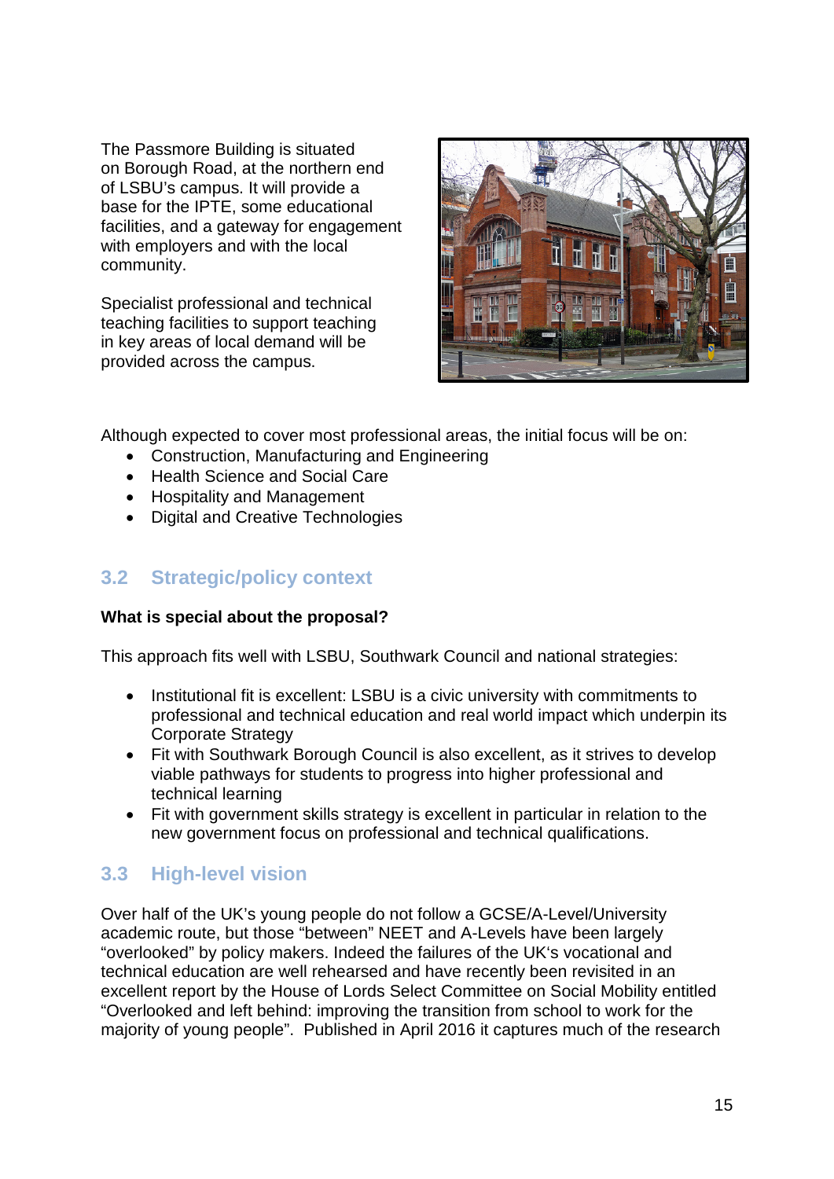The Passmore Building is situated on Borough Road, at the northern end of LSBU's campus. It will provide a base for the IPTE, some educational facilities, and a gateway for engagement with employers and with the local community.

Specialist professional and technical teaching facilities to support teaching in key areas of local demand will be provided across the campus.

Although expected to cover most professional areas, the initial focus will be on:

- Construction, Manufacturing and Engineering
- Health Science and Social Care
- Hospitality and Management
- Digital and Creative Technologies

## 3.2 Strategic/policy context

**What is special about the proposal?**

This approach fits well with LSBU, Southwark Council and national strategies:

- Institutional fit is excellent: LSBU is a civic university with commitments to professional and technical education and real world impact which underpin its Corporate Strategy
- Fit with Southwark Borough Council is also excellent, as it strives to develop viable pathways for students to progress into higher professional and technical learning
- Fit with government skills strategy is excellent in particular in relation to the new government focus on professional and technical qualifications.

## 3.3 High-level vision

Over half of the UK's young people do not follow a GCSE/A-Level/University academic route, but those "between" NEET and A-Levels have been largely "overlooked" by policy makers. Indeed the failures of the UK's vocational and technical education are well rehearsed and have recently been revisited in an excellent report by the House of Lords Select Committee on Social Mobility entitled "Overlooked and left behind: improving the transition from school to work for the majority of young people". Published in April 2016 it captures much of the research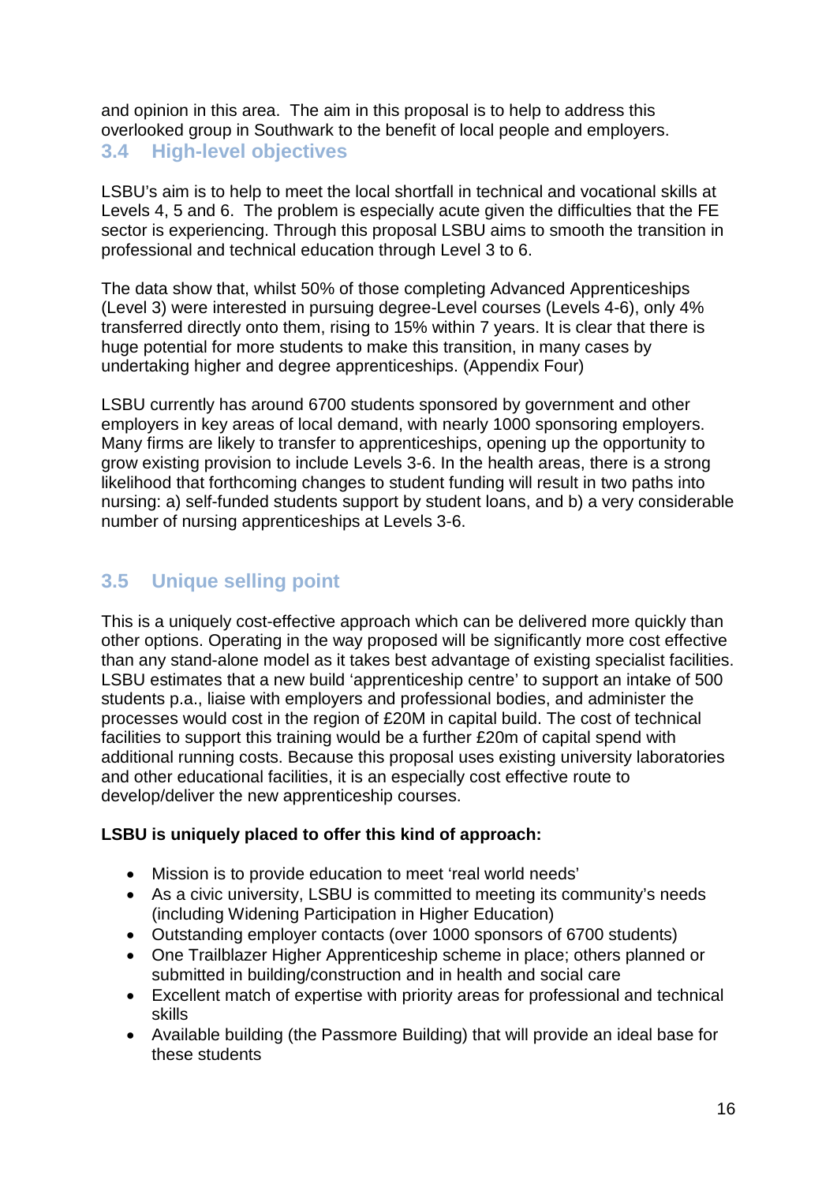and opinion in this area. The aim in this proposal is to help to address this overlooked group in Southwark to the benefit of local people and employers.

## 3.4 High-level objectives

LSBU's aim is to help to meet the local shortfall in technical and vocational skills at Levels 4, 5 and 6. The problem is especially acute given the difficulties that the FE sector is experiencing. Through this proposal LSBU aims to smooth the transition in professional and technical education through Level 3 to 6.

The data show that, whilst 50% of those completing Advanced Apprenticeships (Level 3) were interested in pursuing degree-Level courses (Levels 4-6), only 4% transferred directly onto them, rising to 15% within 7 years. It is clear that there is huge potential for more students to make this transition, in many cases by undertaking higher and degree apprenticeships. (Appendix Four)

LSBU currently has around 6700 students sponsored by government and other employers in key areas of local demand, with nearly 1000 sponsoring employers. Many firms are likely to transfer to apprenticeships, opening up the opportunity to grow existing provision to include Levels 3-6. In the health areas, there is a strong likelihood that forthcoming changes to student funding will result in two paths into nursing: a) self-funded students support by student loans, and b) a very considerable number of nursing apprenticeships at Levels 3-6.

## 3.5 Unique selling point

This is a uniquely cost-effective approach which can be delivered more quickly than other options. Operating in the way proposed will be significantly more cost effective than any stand-alone model as it takes best advantage of existing specialist facilities. LSBU estimates that a new build 'apprenticeship centre' to support an intake of 500 students p.a., liaise with employers and professional bodies, and administer the processes would cost in the region of £20M in capital build. The cost of technical facilities to support this training would be a further £20m of capital spend with additional running costs. Because this proposal uses existing university laboratories and other educational facilities, it is an especially cost effective route to develop/deliver the new apprenticeship courses.

**LSBU is uniquely placed to offer this kind of approach:**

- Mission is to provide education to meet 'real world needs'
- As a civic university, LSBU is committed to meeting its community's needs (including Widening Participation in Higher Education)
- Outstanding employer contacts (over 1000 sponsors of 6700 students)
- One Trailblazer Higher Apprenticeship scheme in place; others planned or submitted in building/construction and in health and social care
- Excellent match of expertise with priority areas for professional and technical skills
- Available building (the Passmore Building) that will provide an ideal base for these students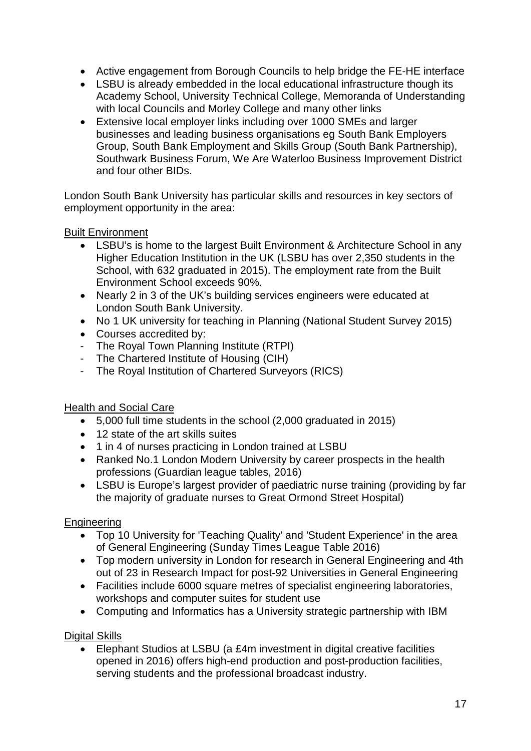- Active engagement from Borough Councils to help bridge the FE-HE interface
- LSBU is already embedded in the local educational infrastructure though its Academy School, University Technical College, Memoranda of Understanding with local Councils and Morley College and many other links
- Extensive local employer links including over 1000 SMEs and larger businesses and leading business organisations eg South Bank Employers Group, South Bank Employment and Skills Group (South Bank Partnership), Southwark Business Forum, We Are Waterloo Business Improvement District and four other BIDs.

London South Bank University has particular skills and resources in key sectors of employment opportunity in the area:

<u>Built Environment</u>

- LSBU's is home to the largest Built Environment & Architecture School in any Higher Education Institution in the UK (LSBU has over 2,350 students in the School, with 632 graduated in 2015). The employment rate from the Built Environment School exceeds 90%.
- Nearly 2 in 3 of the UK's building services engineers were educated at London South Bank University.
- No 1 UK university for teaching in Planning (National Student Survey 2015)
- Courses accredited by:
  - The Royal Town Planning Institute (RTPI)
  - The Chartered Institute of Housing (CIH)
  - The Royal Institution of Chartered Surveyors (RICS)

<u>Health and Social Care</u>

- 5,000 full time students in the school (2,000 graduated in 2015)
- 12 state of the art skills suites
- 1 in 4 of nurses practicing in London trained at LSBU
- Ranked No.1 London Modern University by career prospects in the health professions (Guardian league tables, 2016)
- LSBU is Europe's largest provider of paediatric nurse training (providing by far the majority of graduate nurses to Great Ormond Street Hospital)

<u>Engineering</u>

- Top 10 University for 'Teaching Quality' and 'Student Experience' in the area of General Engineering (Sunday Times League Table 2016)
- Top modern university in London for research in General Engineering and 4th out of 23 in Research Impact for post-92 Universities in General Engineering
- Facilities include 6000 square metres of specialist engineering laboratories, workshops and computer suites for student use
- Computing and Informatics has a University strategic partnership with IBM

<u>Digital Skills</u>

- Elephant Studios at LSBU (a £4m investment in digital creative facilities opened in 2016) offers high-end production and post-production facilities, serving students and the professional broadcast industry.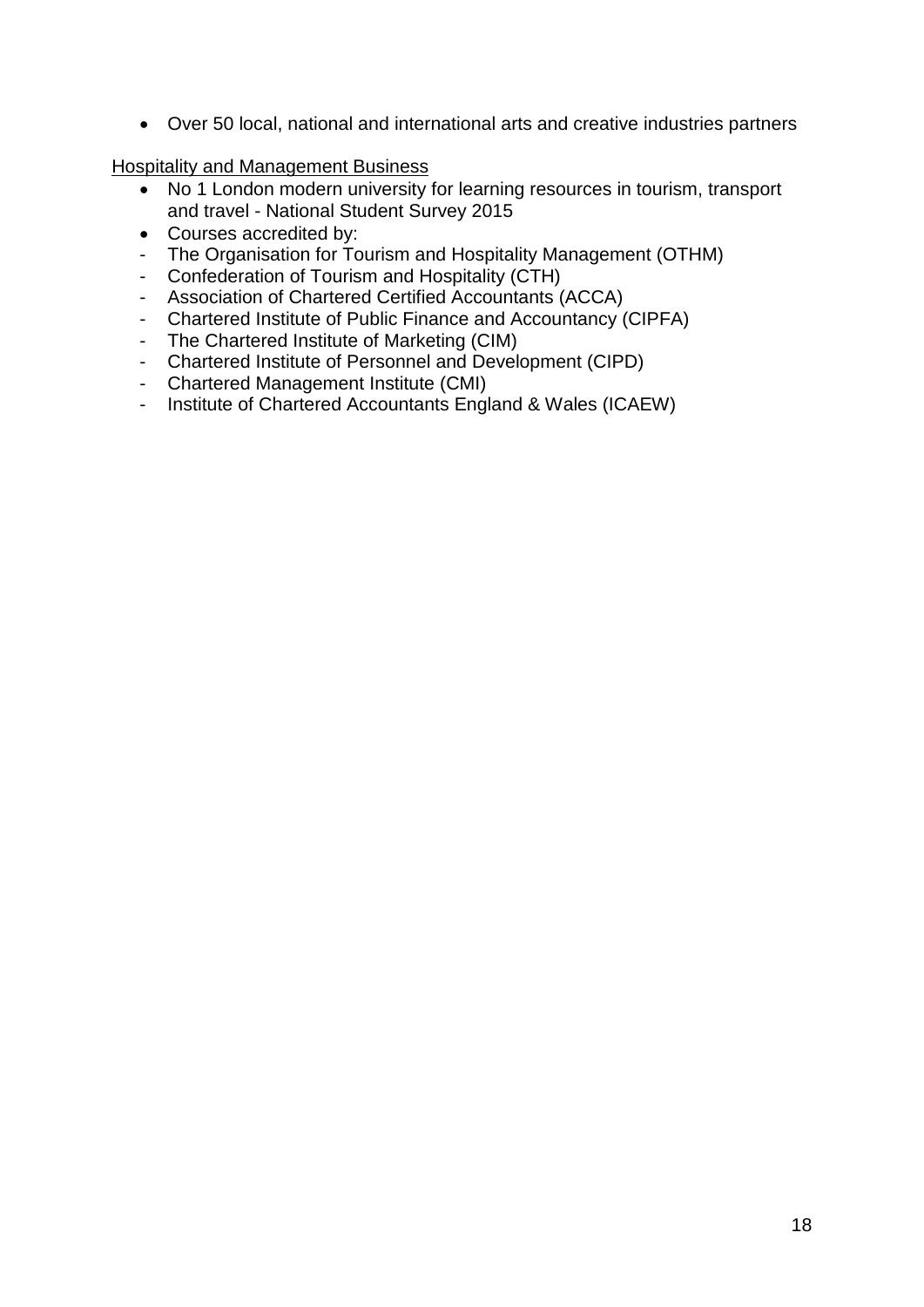- Over 50 local, national and international arts and creative industries partners

<u>Hospitality and Management Business</u>

- No 1 London modern university for learning resources in tourism, transport and travel - National Student Survey 2015
- Courses accredited by:

- The Organisation for Tourism and Hospitality Management (OTHM)
- Confederation of Tourism and Hospitality (CTH)
- Association of Chartered Certified Accountants (ACCA)
- Chartered Institute of Public Finance and Accountancy (CIPFA)
- The Chartered Institute of Marketing (CIM)
- Chartered Institute of Personnel and Development (CIPD)
- Chartered Management Institute (CMI)
- Institute of Chartered Accountants England & Wales (ICAEW)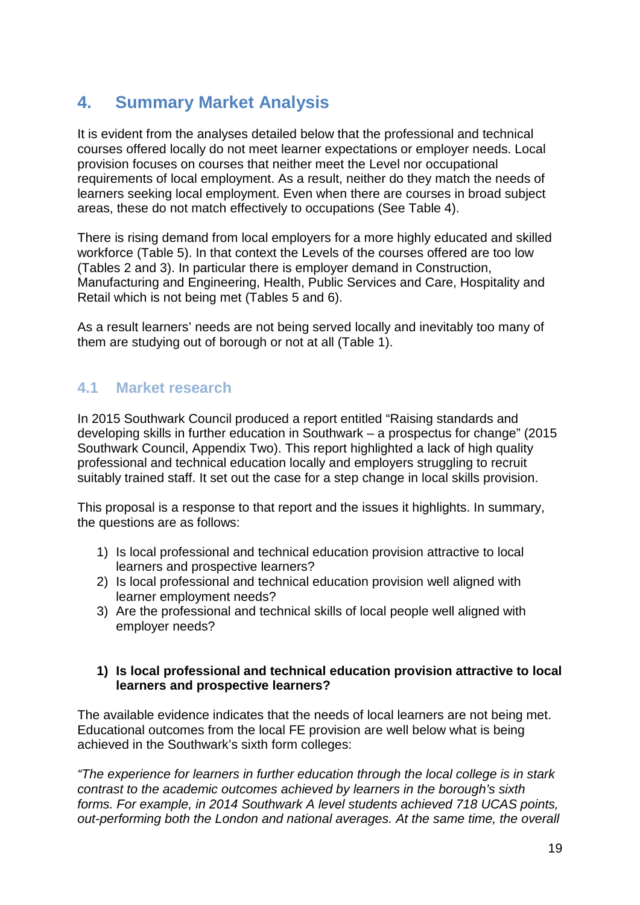## 4. Summary Market Analysis

It is evident from the analyses detailed below that the professional and technical courses offered locally do not meet learner expectations or employer needs. Local provision focuses on courses that neither meet the Level nor occupational requirements of local employment. As a result, neither do they match the needs of learners seeking local employment. Even when there are courses in broad subject areas, these do not match effectively to occupations (See Table 4).

There is rising demand from local employers for a more highly educated and skilled workforce (Table 5). In that context the Levels of the courses offered are too low (Tables 2 and 3). In particular there is employer demand in Construction, Manufacturing and Engineering, Health, Public Services and Care, Hospitality and Retail which is not being met (Tables 5 and 6).

As a result learners' needs are not being served locally and inevitably too many of them are studying out of borough or not at all (Table 1).

### 4.1 Market research

In 2015 Southwark Council produced a report entitled "Raising standards and developing skills in further education in Southwark – a prospectus for change" (2015 Southwark Council, Appendix Two). This report highlighted a lack of high quality professional and technical education locally and employers struggling to recruit suitably trained staff. It set out the case for a step change in local skills provision.

This proposal is a response to that report and the issues it highlights. In summary, the questions are as follows:

1) Is local professional and technical education provision attractive to local learners and prospective learners?
2) Is local professional and technical education provision well aligned with learner employment needs?
3) Are the professional and technical skills of local people well aligned with employer needs?

**1) Is local professional and technical education provision attractive to local learners and prospective learners?**

The available evidence indicates that the needs of local learners are not being met. Educational outcomes from the local FE provision are well below what is being achieved in the Southwark's sixth form colleges:

*"The experience for learners in further education through the local college is in stark contrast to the academic outcomes achieved by learners in the borough's sixth forms. For example, in 2014 Southwark A level students achieved 718 UCAS points, out-performing both the London and national averages. At the same time, the overall*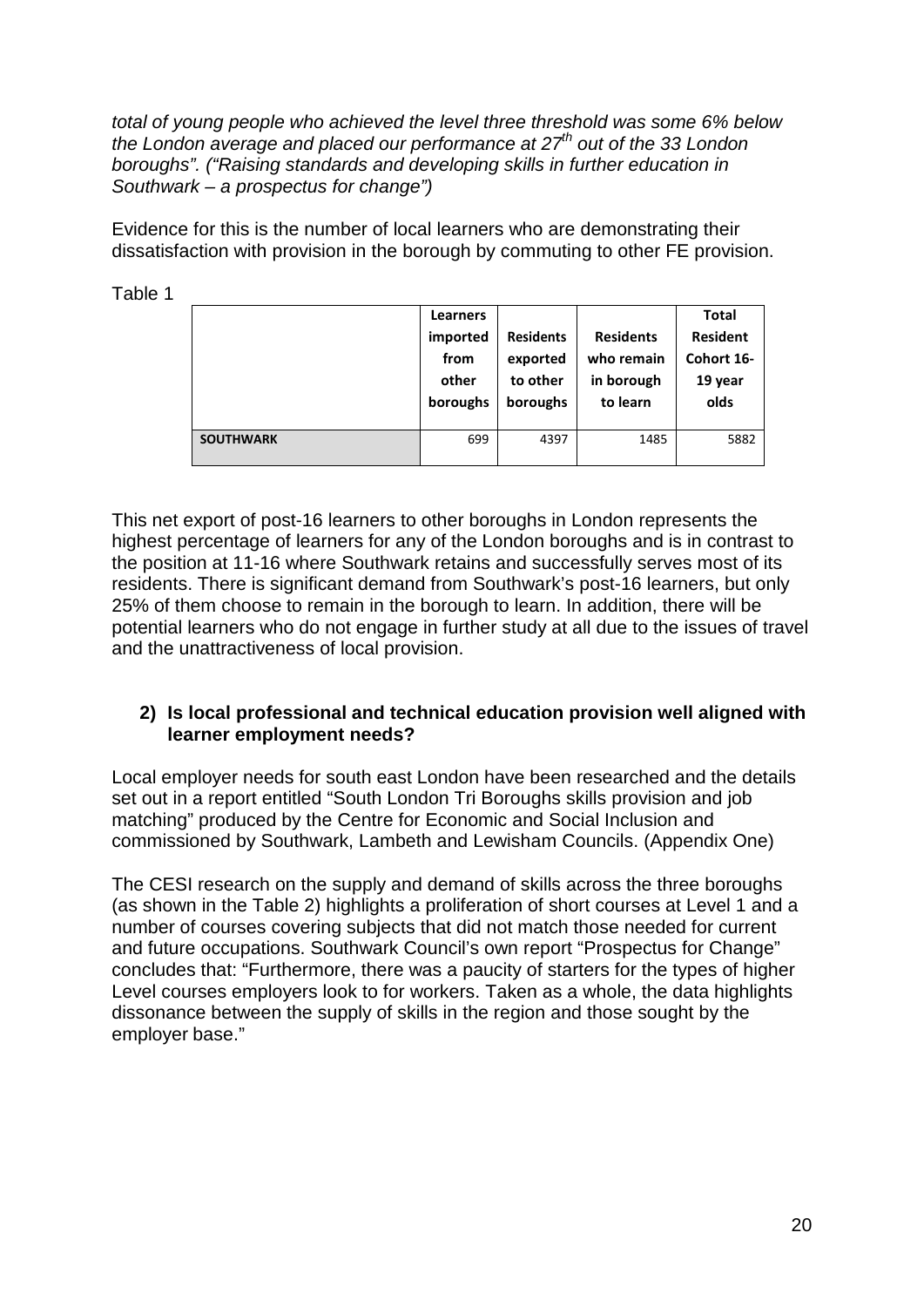*total of young people who achieved the level three threshold was some 6% below the London average and placed our performance at 27th out of the 33 London boroughs". ("Raising standards and developing skills in further education in Southwark – a prospectus for change")*

Evidence for this is the number of local learners who are demonstrating their dissatisfaction with provision in the borough by commuting to other FE provision.

Table 1

| | Learners imported from other boroughs | Residents exported to other boroughs | Residents who remain in borough to learn | Total Resident Cohort 16-19 year olds |
|---|---|---|---|---|
| **SOUTHWARK** | 699 | 4397 | 1485 | 5882 |

This net export of post-16 learners to other boroughs in London represents the highest percentage of learners for any of the London boroughs and is in contrast to the position at 11-16 where Southwark retains and successfully serves most of its residents. There is significant demand from Southwark's post-16 learners, but only 25% of them choose to remain in the borough to learn. In addition, there will be potential learners who do not engage in further study at all due to the issues of travel and the unattractiveness of local provision.

### 2) Is local professional and technical education provision well aligned with learner employment needs?

Local employer needs for south east London have been researched and the details set out in a report entitled "South London Tri Boroughs skills provision and job matching" produced by the Centre for Economic and Social Inclusion and commissioned by Southwark, Lambeth and Lewisham Councils. (Appendix One)

The CESI research on the supply and demand of skills across the three boroughs (as shown in the Table 2) highlights a proliferation of short courses at Level 1 and a number of courses covering subjects that did not match those needed for current and future occupations. Southwark Council's own report "Prospectus for Change" concludes that: "Furthermore, there was a paucity of starters for the types of higher Level courses employers look to for workers. Taken as a whole, the data highlights dissonance between the supply of skills in the region and those sought by the employer base."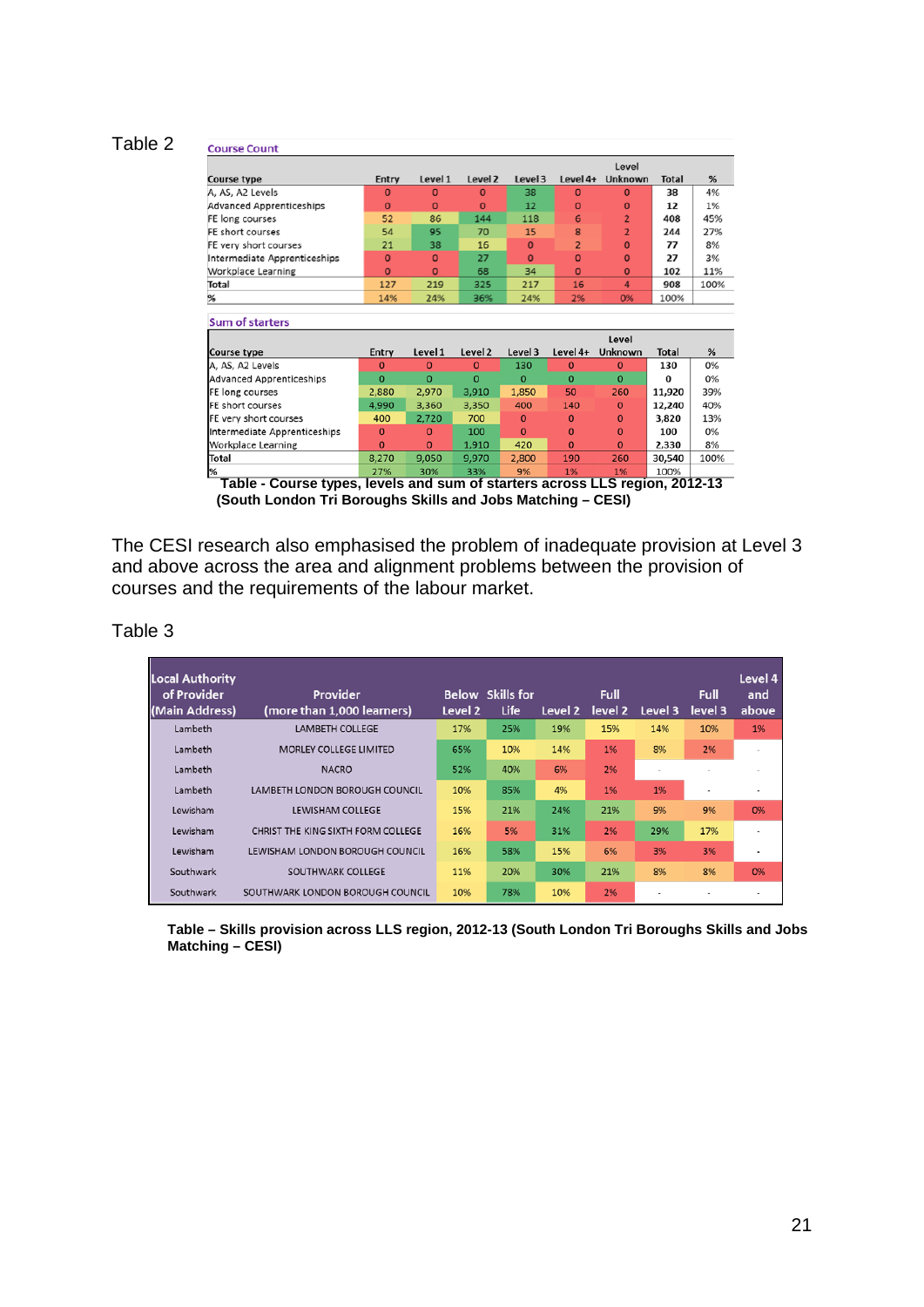Table 2

**Course Count**

| Course type | Entry | Level 1 | Level 2 | Level 3 | Level 4+ | Level Unknown | Total | % |
|---|---|---|---|---|---|---|---|---|
| A, AS, A2 Levels | 0 | 0 | 0 | 38 | 0 | 0 | 38 | 4% |
| Advanced Apprenticeships | 0 | 0 | 0 | 12 | 0 | 0 | 12 | 1% |
| FE long courses | 52 | 86 | 144 | 118 | 6 | 2 | 408 | 45% |
| FE short courses | 54 | 95 | 70 | 15 | 8 | 2 | 244 | 27% |
| FE very short courses | 21 | 38 | 16 | 0 | 2 | 0 | 77 | 8% |
| Intermediate Apprenticeships | 0 | 0 | 27 | 0 | 0 | 0 | 27 | 3% |
| Workplace Learning | 0 | 0 | 68 | 34 | 0 | 0 | 102 | 11% |
| Total | 127 | 219 | 325 | 217 | 16 | 4 | 908 | 100% |
| % | 14% | 24% | 36% | 24% | 2% | 0% | 100% | |

**Sum of starters**

| Course type | Entry | Level 1 | Level 2 | Level 3 | Level 4+ | Level Unknown | Total | % |
|---|---|---|---|---|---|---|---|---|
| A, AS, A2 Levels | 0 | 0 | 0 | 130 | 0 | 0 | 130 | 0% |
| Advanced Apprenticeships | 0 | 0 | 0 | 0 | 0 | 0 | 0 | 0% |
| FE long courses | 2,880 | 2,970 | 3,910 | 1,850 | 50 | 260 | 11,920 | 39% |
| FE short courses | 4,990 | 3,360 | 3,350 | 400 | 140 | 0 | 12,240 | 40% |
| FE very short courses | 400 | 2,720 | 700 | 0 | 0 | 0 | 3,820 | 13% |
| Intermediate Apprenticeships | 0 | 0 | 100 | 0 | 0 | 0 | 100 | 0% |
| Workplace Learning | 0 | 0 | 1,910 | 420 | 0 | 0 | 2,330 | 8% |
| Total | 8,270 | 9,050 | 9,970 | 2,800 | 190 | 260 | 30,540 | 100% |
| % | 27% | 30% | 33% | 9% | 1% | 1% | 100% | |

**Table - Course types, levels and sum of starters across LLS region, 2012-13 (South London Tri Boroughs Skills and Jobs Matching – CESI)**

The CESI research also emphasised the problem of inadequate provision at Level 3 and above across the area and alignment problems between the provision of courses and the requirements of the labour market.

Table 3

| Local Authority of Provider (Main Address) | Provider (more than 1,000 learners) | Below Level 2 | Skills for Life | Level 2 | Full level 2 | Level 3 | Full level 3 | Level 4 and above |
|---|---|---|---|---|---|---|---|---|
| Lambeth | LAMBETH COLLEGE | 17% | 25% | 19% | 15% | 14% | 10% | 1% |
| Lambeth | MORLEY COLLEGE LIMITED | 65% | 10% | 14% | 1% | 8% | 2% | - |
| Lambeth | NACRO | 52% | 40% | 6% | 2% | - | - | - |
| Lambeth | LAMBETH LONDON BOROUGH COUNCIL | 10% | 85% | 4% | 1% | 1% | - | - |
| Lewisham | LEWISHAM COLLEGE | 15% | 21% | 24% | 21% | 9% | 9% | 0% |
| Lewisham | CHRIST THE KING SIXTH FORM COLLEGE | 16% | 5% | 31% | 2% | 29% | 17% | - |
| Lewisham | LEWISHAM LONDON BOROUGH COUNCIL | 16% | 58% | 15% | 6% | 3% | 3% | - |
| Southwark | SOUTHWARK COLLEGE | 11% | 20% | 30% | 21% | 8% | 8% | 0% |
| Southwark | SOUTHWARK LONDON BOROUGH COUNCIL | 10% | 78% | 10% | 2% | - | - | - |

**Table – Skills provision across LLS region, 2012-13 (South London Tri Boroughs Skills and Jobs Matching – CESI)**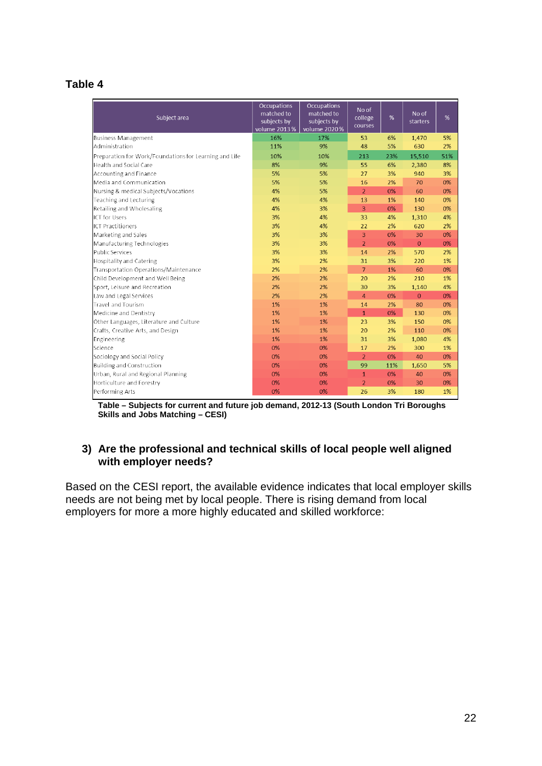**Table 4**

| Subject area | Occupations matched to subjects by volume 2013 % | Occupations matched to subjects by volume 2020 % | No of college courses | % | No of starters | % |
|---|---|---|---|---|---|---|
| Business Management | 16% | 17% | 53 | 6% | 1,470 | 5% |
| Administration | 11% | 9% | 48 | 5% | 630 | 2% |
| Preparation for Work/Foundations for Learning and Life | 10% | 10% | 213 | 23% | 15,510 | 51% |
| Health and Social Care | 8% | 9% | 55 | 6% | 2,380 | 8% |
| Accounting and Finance | 5% | 5% | 27 | 3% | 940 | 3% |
| Media and Communication | 5% | 5% | 16 | 2% | 70 | 0% |
| Nursing & medical Subjects/Vocations | 4% | 5% | 2 | 0% | 60 | 0% |
| Teaching and Lecturing | 4% | 4% | 13 | 1% | 140 | 0% |
| Retailing and Wholesaling | 4% | 3% | 3 | 0% | 130 | 0% |
| ICT for Users | 3% | 4% | 33 | 4% | 1,310 | 4% |
| ICT Practitioners | 3% | 4% | 22 | 2% | 620 | 2% |
| Marketing and Sales | 3% | 3% | 3 | 0% | 30 | 0% |
| Manufacturing Technologies | 3% | 3% | 2 | 0% | 0 | 0% |
| Public Services | 3% | 3% | 14 | 2% | 570 | 2% |
| Hospitality and Catering | 3% | 2% | 31 | 3% | 220 | 1% |
| Transportation Operations/Maintenance | 2% | 2% | 7 | 1% | 60 | 0% |
| Child Development and Well Being | 2% | 2% | 20 | 2% | 210 | 1% |
| Sport, Leisure and Recreation | 2% | 2% | 30 | 3% | 1,140 | 4% |
| Law and Legal Services | 2% | 2% | 4 | 0% | 0 | 0% |
| Travel and Tourism | 1% | 1% | 14 | 2% | 80 | 0% |
| Medicine and Dentistry | 1% | 1% | 1 | 0% | 130 | 0% |
| Other Languages, Literature and Culture | 1% | 1% | 23 | 3% | 150 | 0% |
| Crafts, Creative Arts, and Design | 1% | 1% | 20 | 2% | 110 | 0% |
| Engineering | 1% | 1% | 31 | 3% | 1,080 | 4% |
| Science | 0% | 0% | 17 | 2% | 300 | 1% |
| Sociology and Social Policy | 0% | 0% | 2 | 0% | 40 | 0% |
| Building and Construction | 0% | 0% | 99 | 11% | 1,650 | 5% |
| Urban, Rural and Regional Planning | 0% | 0% | 1 | 0% | 40 | 0% |
| Horticulture and Forestry | 0% | 0% | 2 | 0% | 30 | 0% |
| Performing Arts | 0% | 0% | 26 | 3% | 180 | 1% |

**Table – Subjects for current and future job demand, 2012-13 (South London Tri Boroughs Skills and Jobs Matching – CESI)**

### 3) Are the professional and technical skills of local people well aligned with employer needs?

Based on the CESI report, the available evidence indicates that local employer skills needs are not being met by local people. There is rising demand from local employers for more a more highly educated and skilled workforce: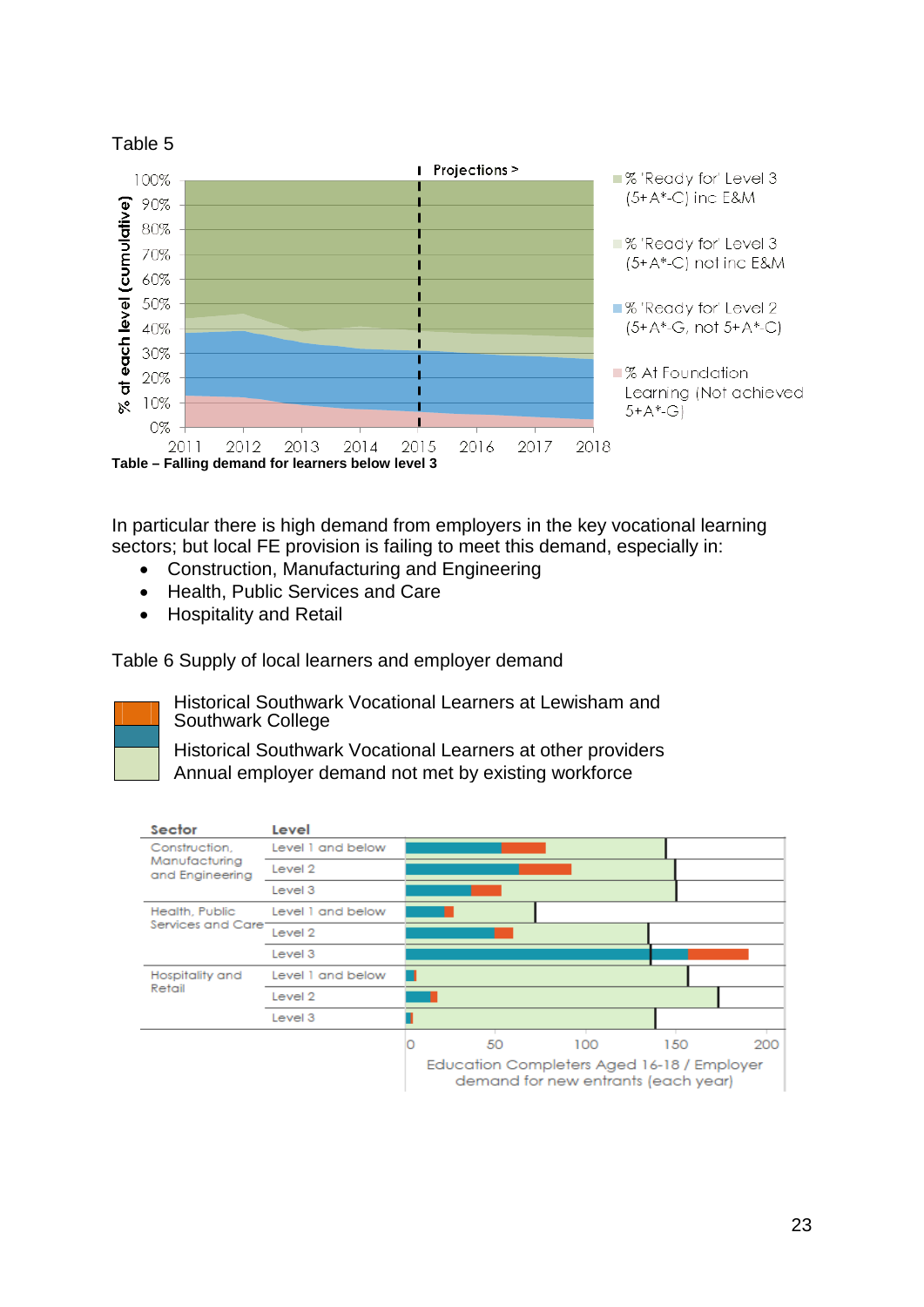Table 5

Projections >

% 'Ready for' Level 3 (5+A*-C) inc E&M

% 'Ready for' Level 3 (5+A*-C) not inc E&M

% 'Ready for' Level 2 (5+A*-G, not 5+A*-C)

% At Foundation Learning (Not achieved 5+A*-G)

% at each level (cumulative)

100% 90% 80% 70% 60% 50% 40% 30% 20% 10% 0%

2011 2012 2013 2014 2015 2016 2017 2018

**Table – Falling demand for learners below level 3**

In particular there is high demand from employers in the key vocational learning sectors; but local FE provision is failing to meet this demand, especially in:

- Construction, Manufacturing and Engineering
- Health, Public Services and Care
- Hospitality and Retail

Table 6 Supply of local learners and employer demand

Historical Southwark Vocational Learners at Lewisham and Southwark College

Historical Southwark Vocational Learners at other providers

Annual employer demand not met by existing workforce

| Sector | Level |
|---|---|
| Construction, Manufacturing and Engineering | Level 1 and below |
| | Level 2 |
| | Level 3 |
| Health, Public Services and Care | Level 1 and below |
| | Level 2 |
| | Level 3 |
| Hospitality and Retail | Level 1 and below |
| | Level 2 |
| | Level 3 |

0 50 100 150 200

Education Completers Aged 16-18 / Employer demand for new entrants (each year)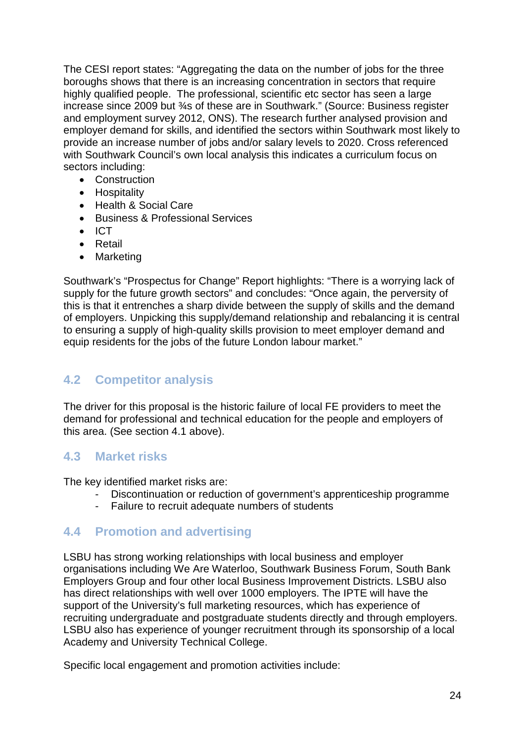The CESI report states: “Aggregating the data on the number of jobs for the three boroughs shows that there is an increasing concentration in sectors that require highly qualified people. The professional, scientific etc sector has seen a large increase since 2009 but ¾s of these are in Southwark.” (Source: Business register and employment survey 2012, ONS). The research further analysed provision and employer demand for skills, and identified the sectors within Southwark most likely to provide an increase number of jobs and/or salary levels to 2020. Cross referenced with Southwark Council’s own local analysis this indicates a curriculum focus on sectors including:

- Construction
- Hospitality
- Health & Social Care
- Business & Professional Services
- ICT
- Retail
- Marketing

Southwark’s “Prospectus for Change” Report highlights: “There is a worrying lack of supply for the future growth sectors” and concludes: “Once again, the perversity of this is that it entrenches a sharp divide between the supply of skills and the demand of employers. Unpicking this supply/demand relationship and rebalancing it is central to ensuring a supply of high-quality skills provision to meet employer demand and equip residents for the jobs of the future London labour market.”

## 4.2 Competitor analysis

The driver for this proposal is the historic failure of local FE providers to meet the demand for professional and technical education for the people and employers of this area. (See section 4.1 above).

## 4.3 Market risks

The key identified market risks are:

- Discontinuation or reduction of government’s apprenticeship programme
- Failure to recruit adequate numbers of students

## 4.4 Promotion and advertising

LSBU has strong working relationships with local business and employer organisations including We Are Waterloo, Southwark Business Forum, South Bank Employers Group and four other local Business Improvement Districts. LSBU also has direct relationships with well over 1000 employers. The IPTE will have the support of the University’s full marketing resources, which has experience of recruiting undergraduate and postgraduate students directly and through employers. LSBU also has experience of younger recruitment through its sponsorship of a local Academy and University Technical College.

Specific local engagement and promotion activities include: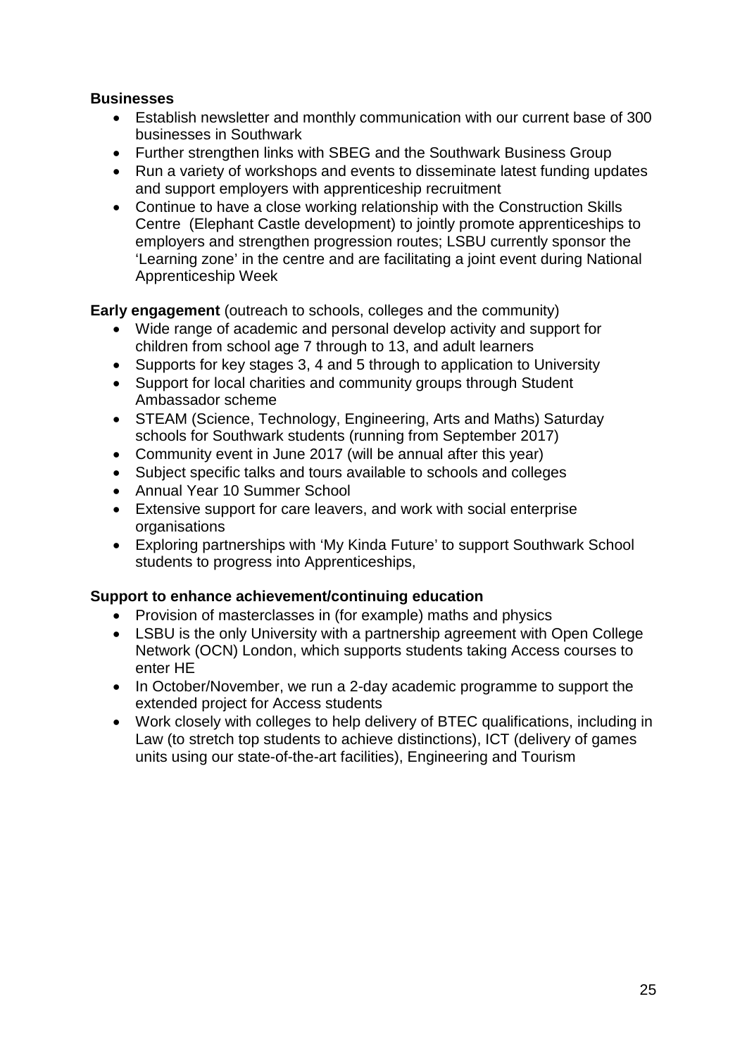**Businesses**

- Establish newsletter and monthly communication with our current base of 300 businesses in Southwark
- Further strengthen links with SBEG and the Southwark Business Group
- Run a variety of workshops and events to disseminate latest funding updates and support employers with apprenticeship recruitment
- Continue to have a close working relationship with the Construction Skills Centre (Elephant Castle development) to jointly promote apprenticeships to employers and strengthen progression routes; LSBU currently sponsor the 'Learning zone' in the centre and are facilitating a joint event during National Apprenticeship Week

**Early engagement** (outreach to schools, colleges and the community)

- Wide range of academic and personal develop activity and support for children from school age 7 through to 13, and adult learners
- Supports for key stages 3, 4 and 5 through to application to University
- Support for local charities and community groups through Student Ambassador scheme
- STEAM (Science, Technology, Engineering, Arts and Maths) Saturday schools for Southwark students (running from September 2017)
- Community event in June 2017 (will be annual after this year)
- Subject specific talks and tours available to schools and colleges
- Annual Year 10 Summer School
- Extensive support for care leavers, and work with social enterprise organisations
- Exploring partnerships with 'My Kinda Future' to support Southwark School students to progress into Apprenticeships,

**Support to enhance achievement/continuing education**

- Provision of masterclasses in (for example) maths and physics
- LSBU is the only University with a partnership agreement with Open College Network (OCN) London, which supports students taking Access courses to enter HE
- In October/November, we run a 2-day academic programme to support the extended project for Access students
- Work closely with colleges to help delivery of BTEC qualifications, including in Law (to stretch top students to achieve distinctions), ICT (delivery of games units using our state-of-the-art facilities), Engineering and Tourism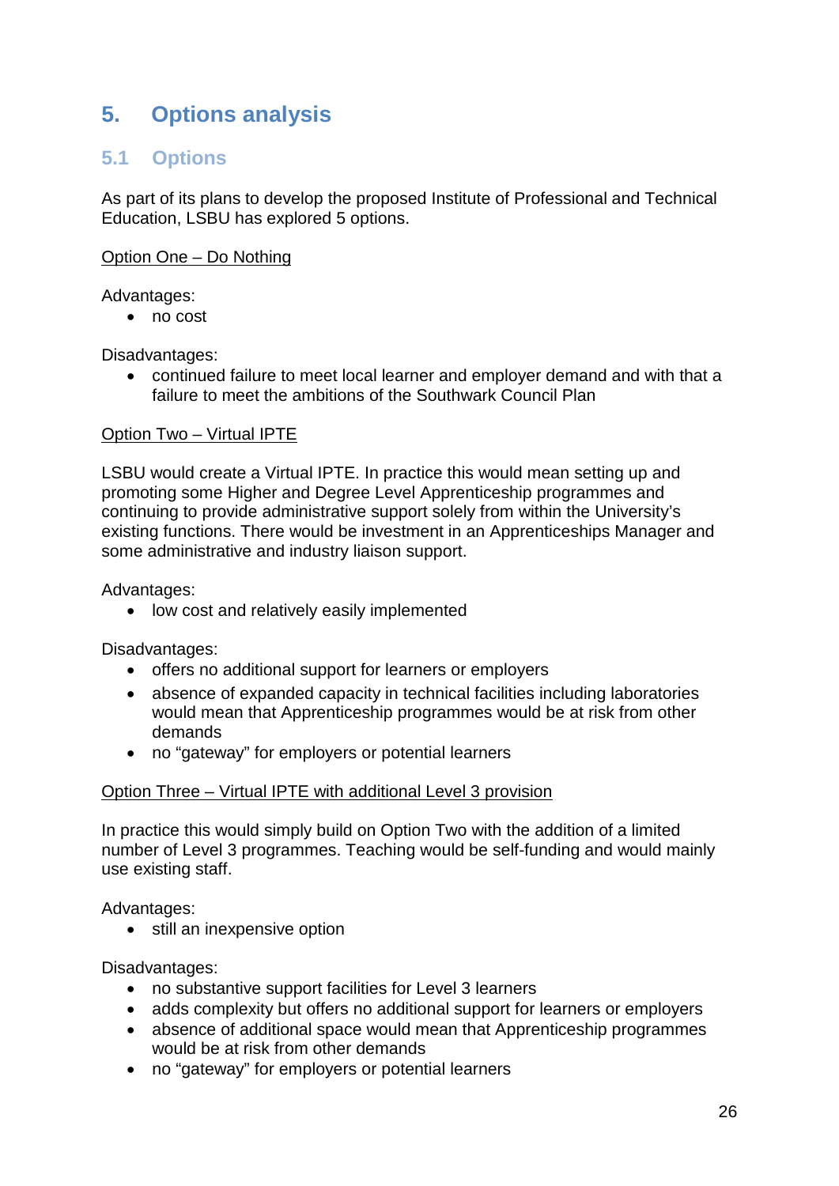# 5. Options analysis

## 5.1 Options

As part of its plans to develop the proposed Institute of Professional and Technical Education, LSBU has explored 5 options.

<u>Option One – Do Nothing</u>

Advantages:

- no cost

Disadvantages:

- continued failure to meet local learner and employer demand and with that a failure to meet the ambitions of the Southwark Council Plan

<u>Option Two – Virtual IPTE</u>

LSBU would create a Virtual IPTE. In practice this would mean setting up and promoting some Higher and Degree Level Apprenticeship programmes and continuing to provide administrative support solely from within the University's existing functions. There would be investment in an Apprenticeships Manager and some administrative and industry liaison support.

Advantages:

- low cost and relatively easily implemented

Disadvantages:

- offers no additional support for learners or employers
- absence of expanded capacity in technical facilities including laboratories would mean that Apprenticeship programmes would be at risk from other demands
- no "gateway" for employers or potential learners

<u>Option Three – Virtual IPTE with additional Level 3 provision</u>

In practice this would simply build on Option Two with the addition of a limited number of Level 3 programmes. Teaching would be self-funding and would mainly use existing staff.

Advantages:

- still an inexpensive option

Disadvantages:

- no substantive support facilities for Level 3 learners
- adds complexity but offers no additional support for learners or employers
- absence of additional space would mean that Apprenticeship programmes would be at risk from other demands
- no "gateway" for employers or potential learners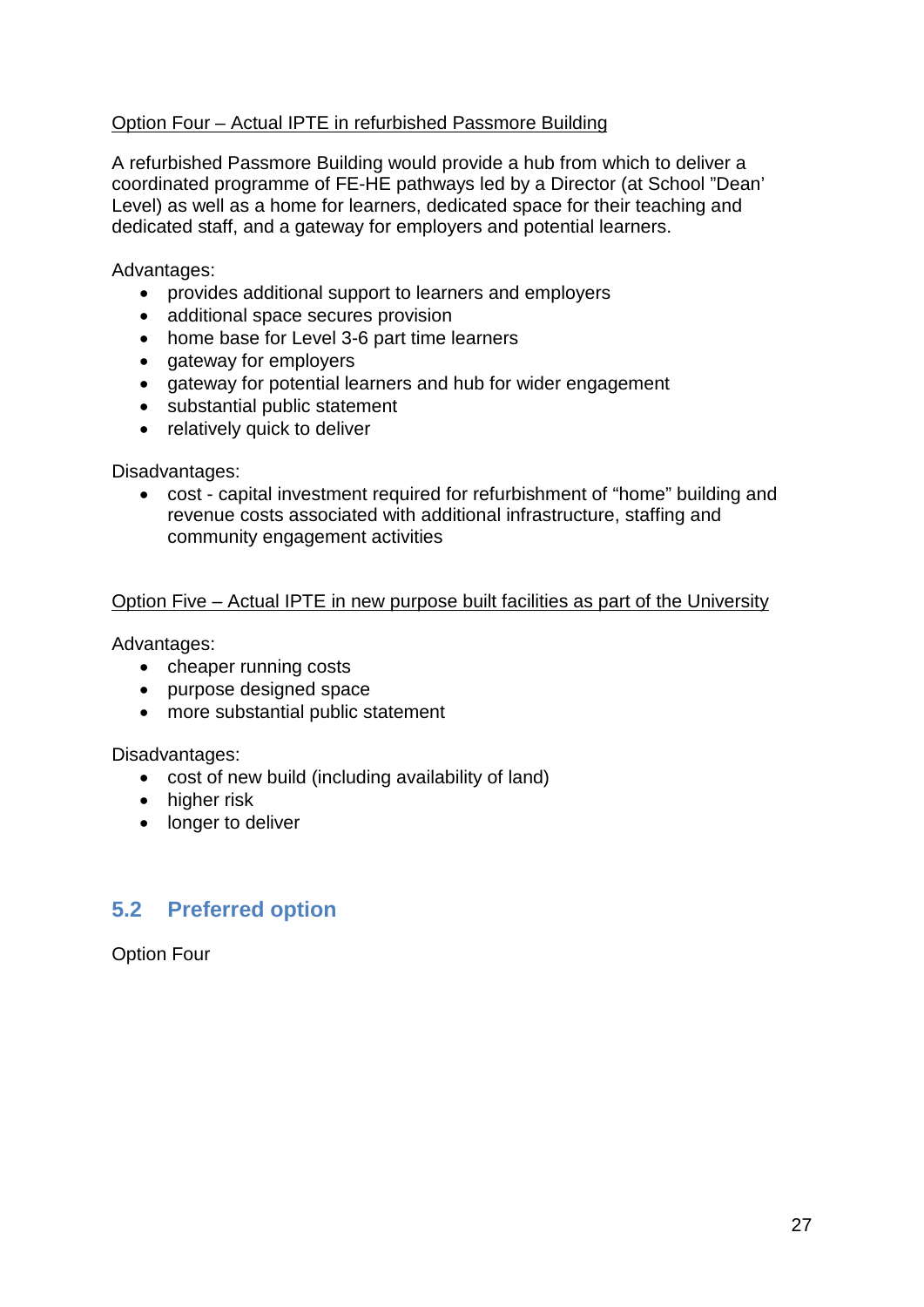<u>Option Four – Actual IPTE in refurbished Passmore Building</u>

A refurbished Passmore Building would provide a hub from which to deliver a coordinated programme of FE-HE pathways led by a Director (at School "Dean' Level) as well as a home for learners, dedicated space for their teaching and dedicated staff, and a gateway for employers and potential learners.

Advantages:

- provides additional support to learners and employers
- additional space secures provision
- home base for Level 3-6 part time learners
- gateway for employers
- gateway for potential learners and hub for wider engagement
- substantial public statement
- relatively quick to deliver

Disadvantages:

- cost - capital investment required for refurbishment of "home" building and revenue costs associated with additional infrastructure, staffing and community engagement activities

<u>Option Five – Actual IPTE in new purpose built facilities as part of the University</u>

Advantages:

- cheaper running costs
- purpose designed space
- more substantial public statement

Disadvantages:

- cost of new build (including availability of land)
- higher risk
- longer to deliver

## 5.2 Preferred option

Option Four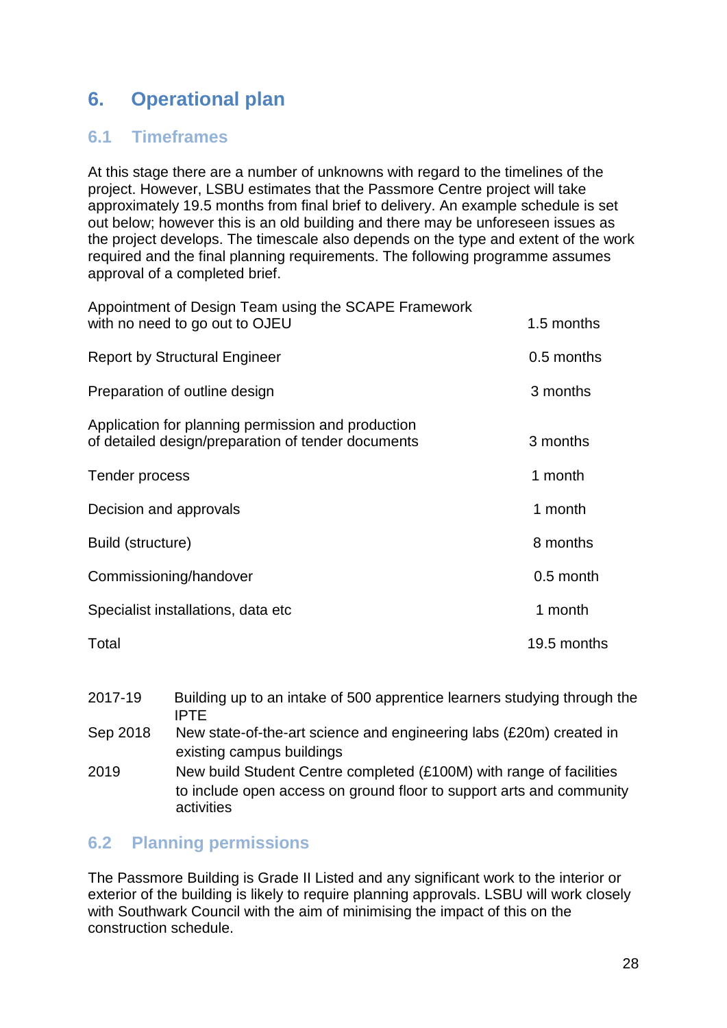# 6. Operational plan

## 6.1 Timeframes

At this stage there are a number of unknowns with regard to the timelines of the project. However, LSBU estimates that the Passmore Centre project will take approximately 19.5 months from final brief to delivery. An example schedule is set out below; however this is an old building and there may be unforeseen issues as the project develops. The timescale also depends on the type and extent of the work required and the final planning requirements. The following programme assumes approval of a completed brief.

| | |
|---|---|
| Appointment of Design Team using the SCAPE Framework with no need to go out to OJEU | 1.5 months |
| Report by Structural Engineer | 0.5 months |
| Preparation of outline design | 3 months |
| Application for planning permission and production of detailed design/preparation of tender documents | 3 months |
| Tender process | 1 month |
| Decision and approvals | 1 month |
| Build (structure) | 8 months |
| Commissioning/handover | 0.5 month |
| Specialist installations, data etc | 1 month |
| Total | 19.5 months |

| | |
|---|---|
| 2017-19 | Building up to an intake of 500 apprentice learners studying through the IPTE |
| Sep 2018 | New state-of-the-art science and engineering labs (£20m) created in existing campus buildings |
| 2019 | New build Student Centre completed (£100M) with range of facilities to include open access on ground floor to support arts and community activities |

## 6.2 Planning permissions

The Passmore Building is Grade II Listed and any significant work to the interior or exterior of the building is likely to require planning approvals. LSBU will work closely with Southwark Council with the aim of minimising the impact of this on the construction schedule.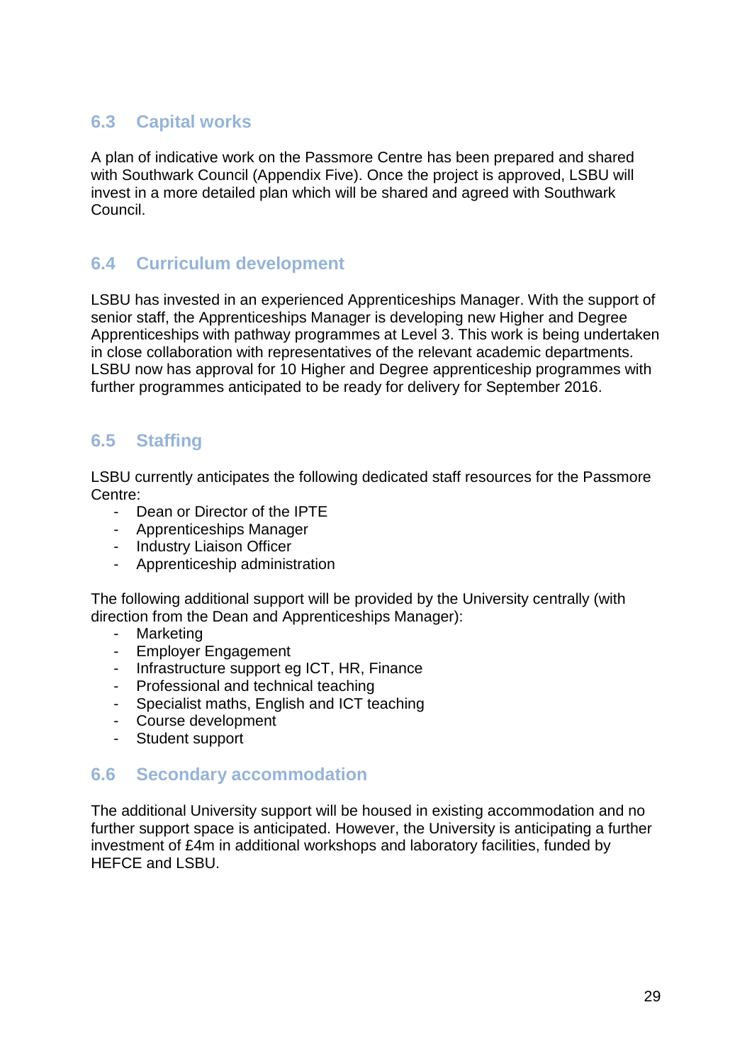### 6.3 Capital works

A plan of indicative work on the Passmore Centre has been prepared and shared with Southwark Council (Appendix Five). Once the project is approved, LSBU will invest in a more detailed plan which will be shared and agreed with Southwark Council.

### 6.4 Curriculum development

LSBU has invested in an experienced Apprenticeships Manager. With the support of senior staff, the Apprenticeships Manager is developing new Higher and Degree Apprenticeships with pathway programmes at Level 3. This work is being undertaken in close collaboration with representatives of the relevant academic departments. LSBU now has approval for 10 Higher and Degree apprenticeship programmes with further programmes anticipated to be ready for delivery for September 2016.

### 6.5 Staffing

LSBU currently anticipates the following dedicated staff resources for the Passmore Centre:

- Dean or Director of the IPTE
- Apprenticeships Manager
- Industry Liaison Officer
- Apprenticeship administration

The following additional support will be provided by the University centrally (with direction from the Dean and Apprenticeships Manager):

- Marketing
- Employer Engagement
- Infrastructure support eg ICT, HR, Finance
- Professional and technical teaching
- Specialist maths, English and ICT teaching
- Course development
- Student support

### 6.6 Secondary accommodation

The additional University support will be housed in existing accommodation and no further support space is anticipated. However, the University is anticipating a further investment of £4m in additional workshops and laboratory facilities, funded by HEFCE and LSBU.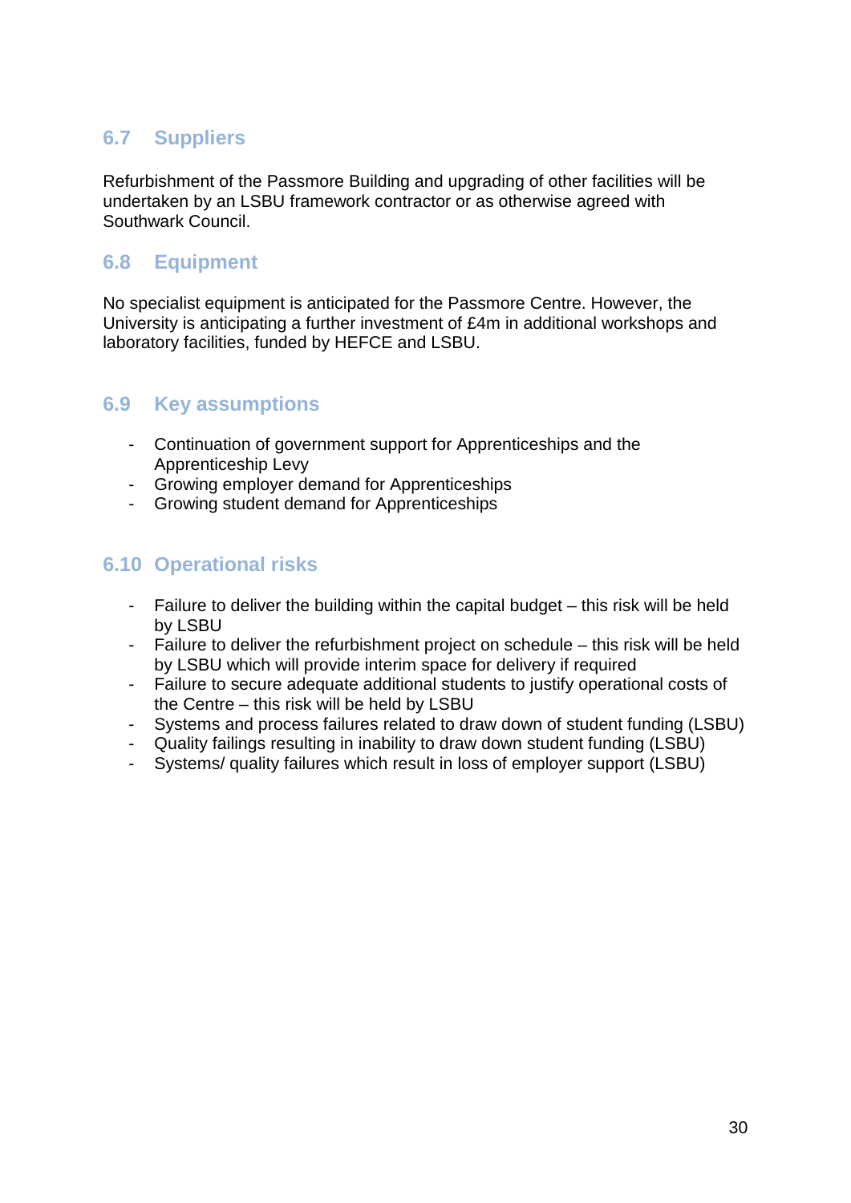## 6.7 Suppliers

Refurbishment of the Passmore Building and upgrading of other facilities will be undertaken by an LSBU framework contractor or as otherwise agreed with Southwark Council.

## 6.8 Equipment

No specialist equipment is anticipated for the Passmore Centre. However, the University is anticipating a further investment of £4m in additional workshops and laboratory facilities, funded by HEFCE and LSBU.

## 6.9 Key assumptions

- Continuation of government support for Apprenticeships and the Apprenticeship Levy
- Growing employer demand for Apprenticeships
- Growing student demand for Apprenticeships

## 6.10 Operational risks

- Failure to deliver the building within the capital budget – this risk will be held by LSBU
- Failure to deliver the refurbishment project on schedule – this risk will be held by LSBU which will provide interim space for delivery if required
- Failure to secure adequate additional students to justify operational costs of the Centre – this risk will be held by LSBU
- Systems and process failures related to draw down of student funding (LSBU)
- Quality failings resulting in inability to draw down student funding (LSBU)
- Systems/ quality failures which result in loss of employer support (LSBU)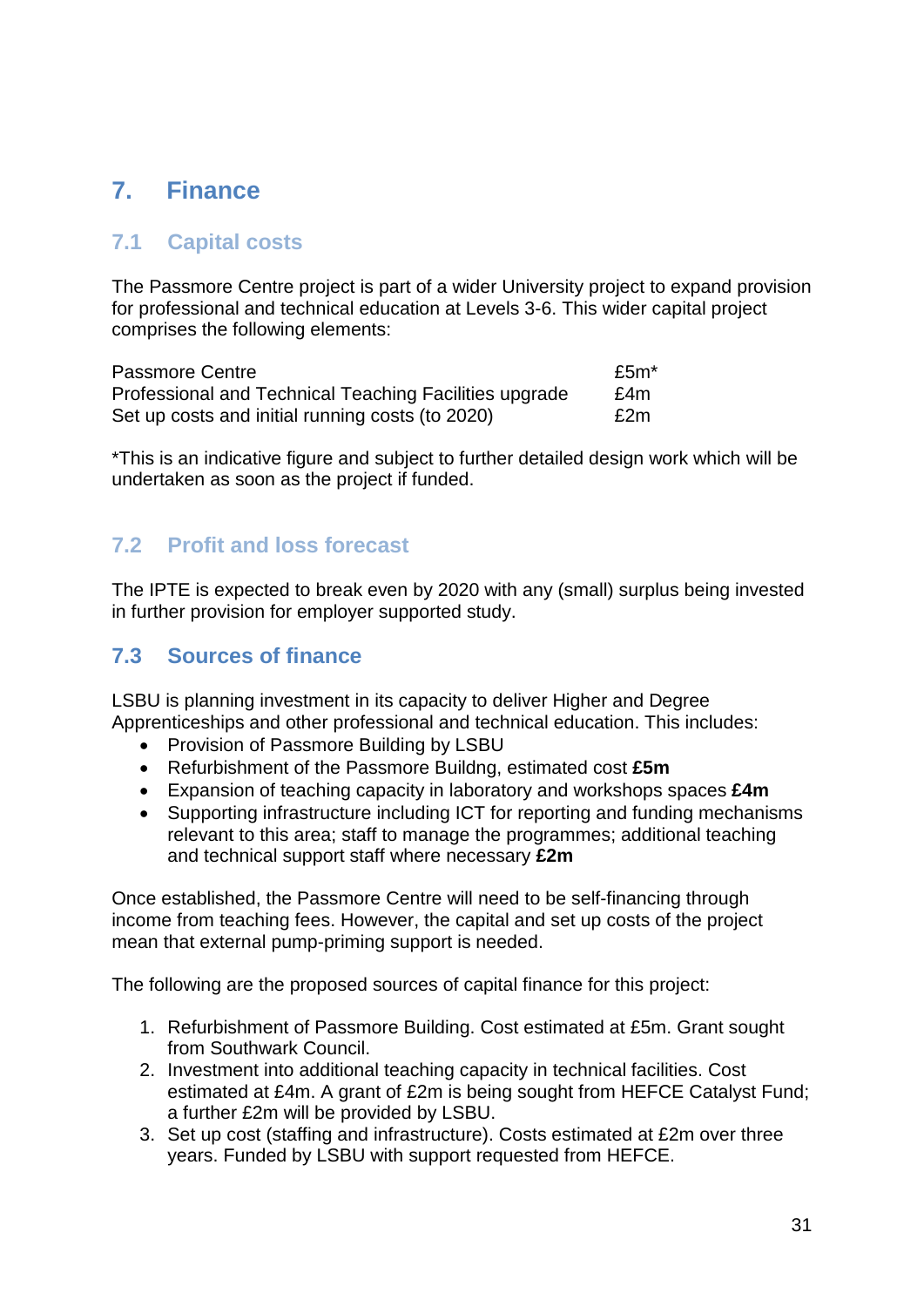# 7. Finance

## 7.1 Capital costs

The Passmore Centre project is part of a wider University project to expand provision for professional and technical education at Levels 3-6. This wider capital project comprises the following elements:

| | |
|---|---|
| Passmore Centre | £5m* |
| Professional and Technical Teaching Facilities upgrade | £4m |
| Set up costs and initial running costs (to 2020) | £2m |

*This is an indicative figure and subject to further detailed design work which will be undertaken as soon as the project if funded.

## 7.2 Profit and loss forecast

The IPTE is expected to break even by 2020 with any (small) surplus being invested in further provision for employer supported study.

## 7.3 Sources of finance

LSBU is planning investment in its capacity to deliver Higher and Degree Apprenticeships and other professional and technical education. This includes:

- Provision of Passmore Building by LSBU
- Refurbishment of the Passmore Buildng, estimated cost **£5m**
- Expansion of teaching capacity in laboratory and workshops spaces **£4m**
- Supporting infrastructure including ICT for reporting and funding mechanisms relevant to this area; staff to manage the programmes; additional teaching and technical support staff where necessary **£2m**

Once established, the Passmore Centre will need to be self-financing through income from teaching fees. However, the capital and set up costs of the project mean that external pump-priming support is needed.

The following are the proposed sources of capital finance for this project:

1. Refurbishment of Passmore Building. Cost estimated at £5m. Grant sought from Southwark Council.
2. Investment into additional teaching capacity in technical facilities. Cost estimated at £4m. A grant of £2m is being sought from HEFCE Catalyst Fund; a further £2m will be provided by LSBU.
3. Set up cost (staffing and infrastructure). Costs estimated at £2m over three years. Funded by LSBU with support requested from HEFCE.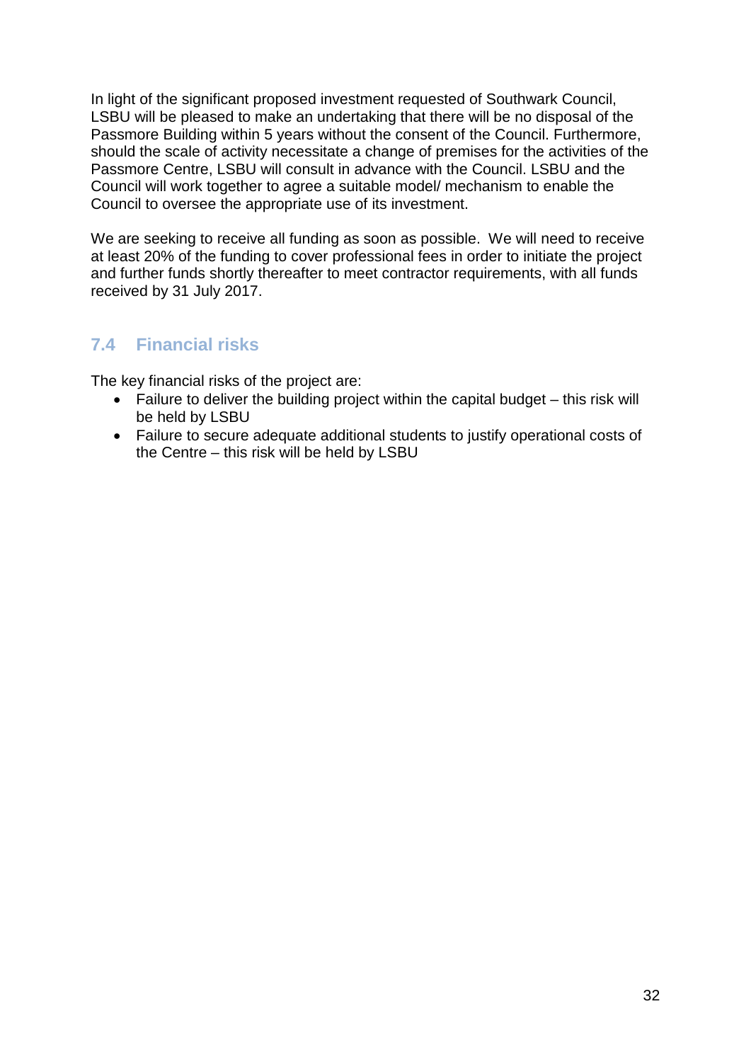In light of the significant proposed investment requested of Southwark Council, LSBU will be pleased to make an undertaking that there will be no disposal of the Passmore Building within 5 years without the consent of the Council. Furthermore, should the scale of activity necessitate a change of premises for the activities of the Passmore Centre, LSBU will consult in advance with the Council. LSBU and the Council will work together to agree a suitable model/ mechanism to enable the Council to oversee the appropriate use of its investment.

We are seeking to receive all funding as soon as possible. We will need to receive at least 20% of the funding to cover professional fees in order to initiate the project and further funds shortly thereafter to meet contractor requirements, with all funds received by 31 July 2017.

## 7.4 Financial risks

The key financial risks of the project are:

- Failure to deliver the building project within the capital budget – this risk will be held by LSBU
- Failure to secure adequate additional students to justify operational costs of the Centre – this risk will be held by LSBU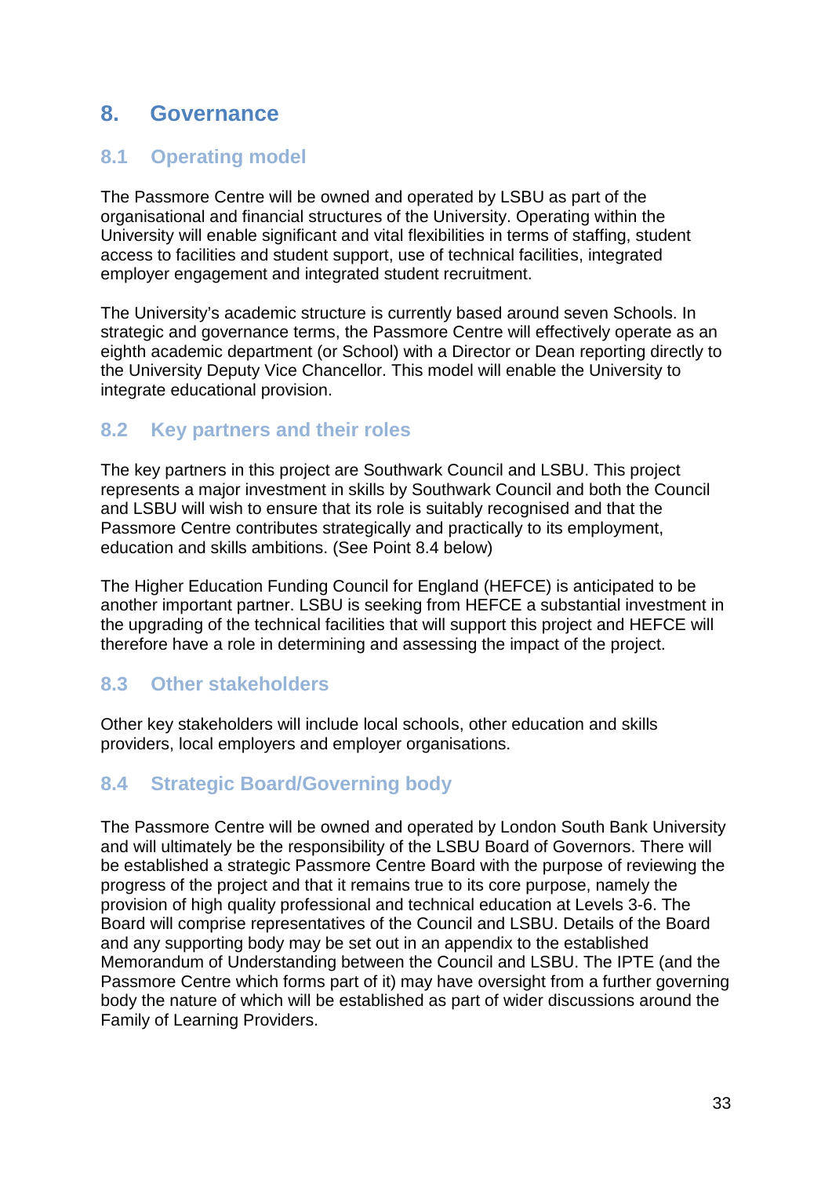# 8. Governance

## 8.1 Operating model

The Passmore Centre will be owned and operated by LSBU as part of the organisational and financial structures of the University. Operating within the University will enable significant and vital flexibilities in terms of staffing, student access to facilities and student support, use of technical facilities, integrated employer engagement and integrated student recruitment.

The University's academic structure is currently based around seven Schools. In strategic and governance terms, the Passmore Centre will effectively operate as an eighth academic department (or School) with a Director or Dean reporting directly to the University Deputy Vice Chancellor. This model will enable the University to integrate educational provision.

## 8.2 Key partners and their roles

The key partners in this project are Southwark Council and LSBU. This project represents a major investment in skills by Southwark Council and both the Council and LSBU will wish to ensure that its role is suitably recognised and that the Passmore Centre contributes strategically and practically to its employment, education and skills ambitions. (See Point 8.4 below)

The Higher Education Funding Council for England (HEFCE) is anticipated to be another important partner. LSBU is seeking from HEFCE a substantial investment in the upgrading of the technical facilities that will support this project and HEFCE will therefore have a role in determining and assessing the impact of the project.

## 8.3 Other stakeholders

Other key stakeholders will include local schools, other education and skills providers, local employers and employer organisations.

## 8.4 Strategic Board/Governing body

The Passmore Centre will be owned and operated by London South Bank University and will ultimately be the responsibility of the LSBU Board of Governors. There will be established a strategic Passmore Centre Board with the purpose of reviewing the progress of the project and that it remains true to its core purpose, namely the provision of high quality professional and technical education at Levels 3-6. The Board will comprise representatives of the Council and LSBU. Details of the Board and any supporting body may be set out in an appendix to the established Memorandum of Understanding between the Council and LSBU. The IPTE (and the Passmore Centre which forms part of it) may have oversight from a further governing body the nature of which will be established as part of wider discussions around the Family of Learning Providers.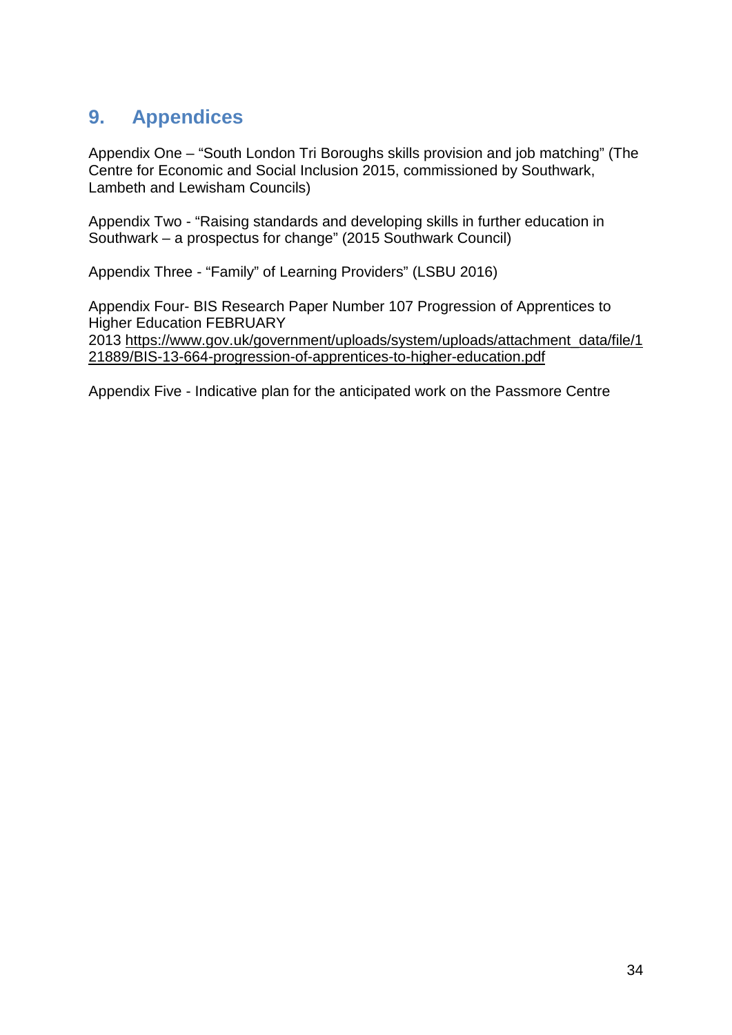## 9. Appendices

Appendix One – "South London Tri Boroughs skills provision and job matching" (The Centre for Economic and Social Inclusion 2015, commissioned by Southwark, Lambeth and Lewisham Councils)

Appendix Two - "Raising standards and developing skills in further education in Southwark – a prospectus for change" (2015 Southwark Council)

Appendix Three - "Family" of Learning Providers" (LSBU 2016)

Appendix Four- BIS Research Paper Number 107 Progression of Apprentices to Higher Education FEBRUARY 2013 https://www.gov.uk/government/uploads/system/uploads/attachment_data/file/121889/BIS-13-664-progression-of-apprentices-to-higher-education.pdf

Appendix Five - Indicative plan for the anticipated work on the Passmore Centre